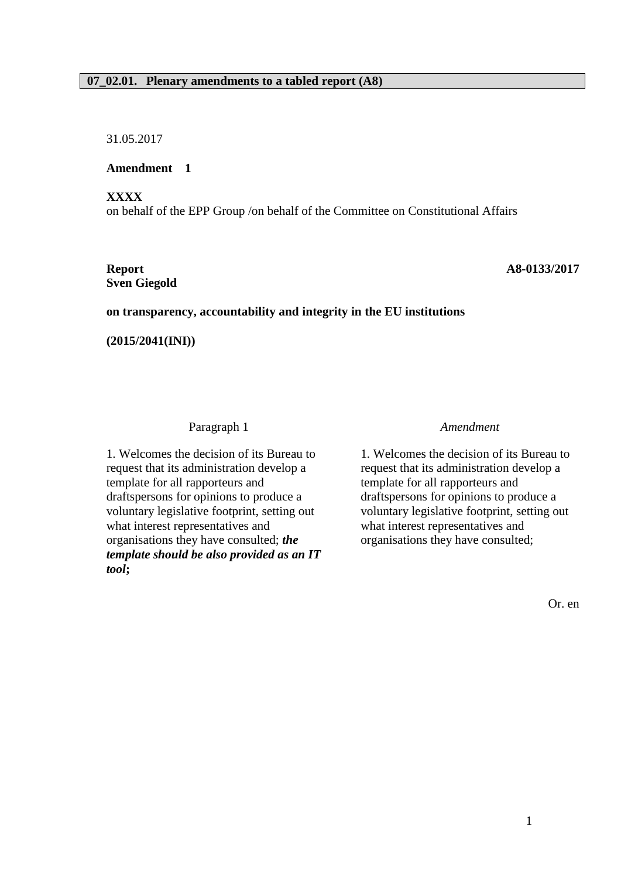**07_02.01. Plenary amendments to a tabled report (A8)**

31.05.2017

**Amendment 1**

**XXXX**
on behalf of the EPP Group /on behalf of the Committee on Constitutional Affairs

**Report** **A8-0133/2017**
**Sven Giegold**

**on transparency, accountability and integrity in the EU institutions**

**(2015/2041(INI))**

| Paragraph 1 | *Amendment* |
|---|---|
| 1. Welcomes the decision of its Bureau to request that its administration develop a template for all rapporteurs and draftspersons for opinions to produce a voluntary legislative footprint, setting out what interest representatives and organisations they have consulted; ***the template should be also provided as an IT tool*;** | 1. Welcomes the decision of its Bureau to request that its administration develop a template for all rapporteurs and draftspersons for opinions to produce a voluntary legislative footprint, setting out what interest representatives and organisations they have consulted; |

Or. en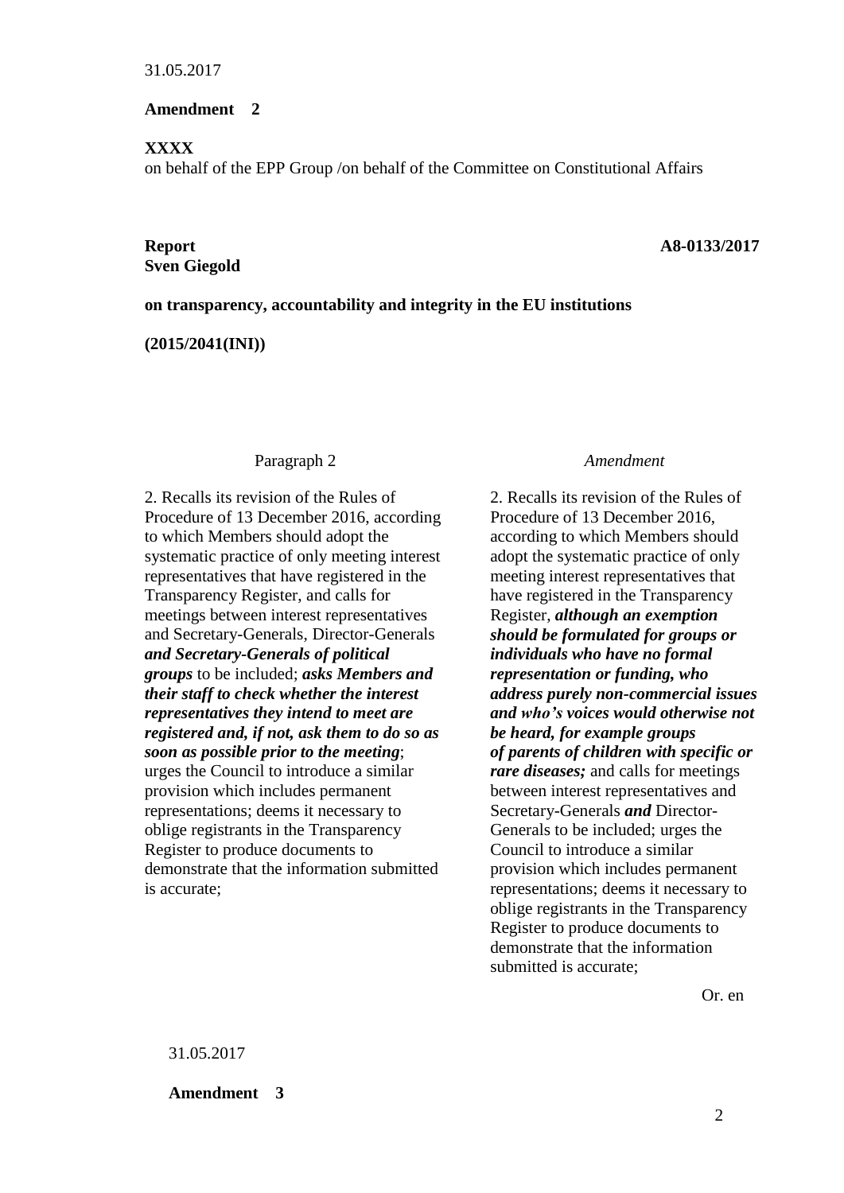31.05.2017

**Amendment 2**

**XXXX**

on behalf of the EPP Group /on behalf of the Committee on Constitutional Affairs

**Report** **A8-0133/2017**

**Sven Giegold**

**on transparency, accountability and integrity in the EU institutions**

**(2015/2041(INI))**

| Paragraph 2 | *Amendment* |
|---|---|
| 2. Recalls its revision of the Rules of Procedure of 13 December 2016, according to which Members should adopt the systematic practice of only meeting interest representatives that have registered in the Transparency Register, and calls for meetings between interest representatives and Secretary-Generals, Director-Generals ***and Secretary-Generals of political groups*** to be included; ***asks Members and their staff to check whether the interest representatives they intend to meet are registered and, if not, ask them to do so as soon as possible prior to the meeting***; urges the Council to introduce a similar provision which includes permanent representations; deems it necessary to oblige registrants in the Transparency Register to produce documents to demonstrate that the information submitted is accurate; | 2. Recalls its revision of the Rules of Procedure of 13 December 2016, according to which Members should adopt the systematic practice of only meeting interest representatives that have registered in the Transparency Register, ***although an exemption should be formulated for groups or individuals who have no formal representation or funding, who address purely non-commercial issues and who's voices would otherwise not be heard, for example groups of parents of children with specific or rare diseases;*** and calls for meetings between interest representatives and Secretary-Generals ***and*** Director-Generals to be included; urges the Council to introduce a similar provision which includes permanent representations; deems it necessary to oblige registrants in the Transparency Register to produce documents to demonstrate that the information submitted is accurate; |

Or. en

31.05.2017

**Amendment 3**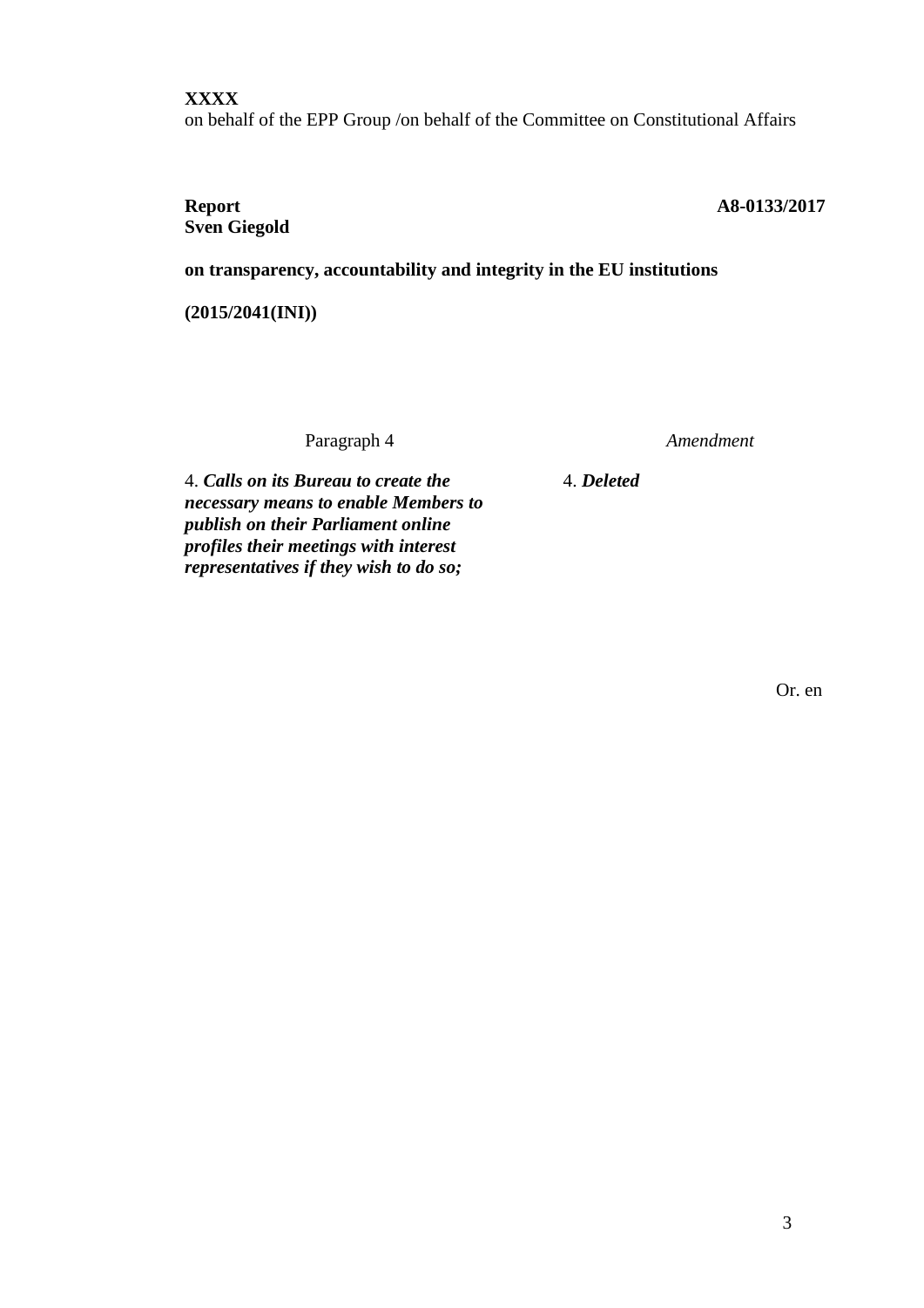**XXXX**
on behalf of the EPP Group /on behalf of the Committee on Constitutional Affairs

**Report** **A8-0133/2017**
**Sven Giegold**

**on transparency, accountability and integrity in the EU institutions**

**(2015/2041(INI))**

| Paragraph 4 | *Amendment* |
| --- | --- |
| 4. ***Calls on its Bureau to create the necessary means to enable Members to publish on their Parliament online profiles their meetings with interest representatives if they wish to do so;*** | 4. ***Deleted*** |

Or. en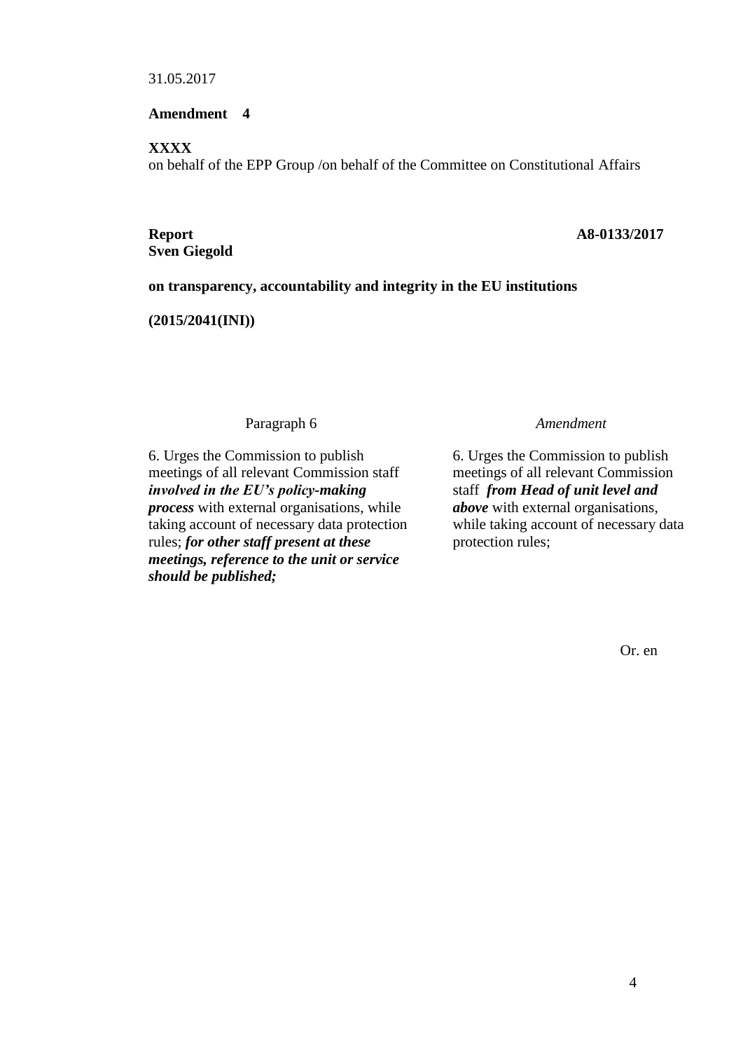31.05.2017

**Amendment 4**

**XXXX**
on behalf of the EPP Group /on behalf of the Committee on Constitutional Affairs

**Report** **A8-0133/2017**
**Sven Giegold**

**on transparency, accountability and integrity in the EU institutions**

**(2015/2041(INI))**

| Paragraph 6 | *Amendment* |
|---|---|
| 6. Urges the Commission to publish meetings of all relevant Commission staff ***involved in the EU's policy-making process*** with external organisations, while taking account of necessary data protection rules; ***for other staff present at these meetings, reference to the unit or service should be published;*** | 6. Urges the Commission to publish meetings of all relevant Commission staff ***from Head of unit level and above*** with external organisations, while taking account of necessary data protection rules; |

Or. en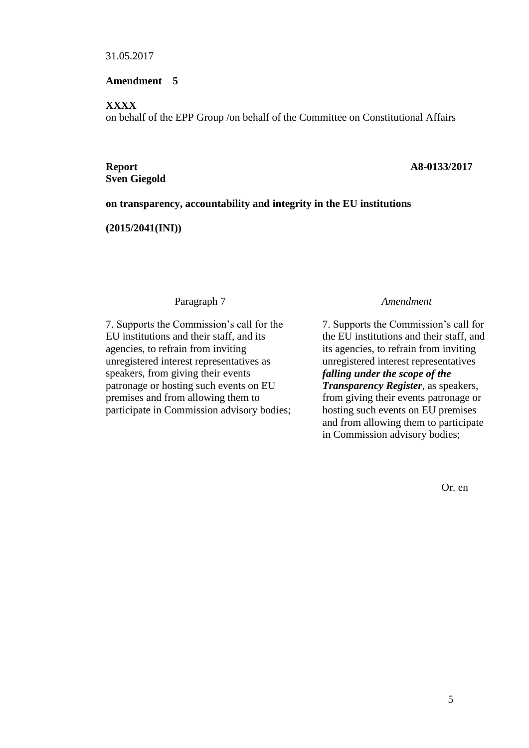31.05.2017

**Amendment 5**

**XXXX**
on behalf of the EPP Group /on behalf of the Committee on Constitutional Affairs

**Report** **A8-0133/2017**
**Sven Giegold**

**on transparency, accountability and integrity in the EU institutions**

**(2015/2041(INI))**

| Paragraph 7 | *Amendment* |
|---|---|
| 7. Supports the Commission's call for the EU institutions and their staff, and its agencies, to refrain from inviting unregistered interest representatives as speakers, from giving their events patronage or hosting such events on EU premises and from allowing them to participate in Commission advisory bodies; | 7. Supports the Commission's call for the EU institutions and their staff, and its agencies, to refrain from inviting unregistered interest representatives ***falling under the scope of the Transparency Register***, as speakers, from giving their events patronage or hosting such events on EU premises and from allowing them to participate in Commission advisory bodies; |

Or. en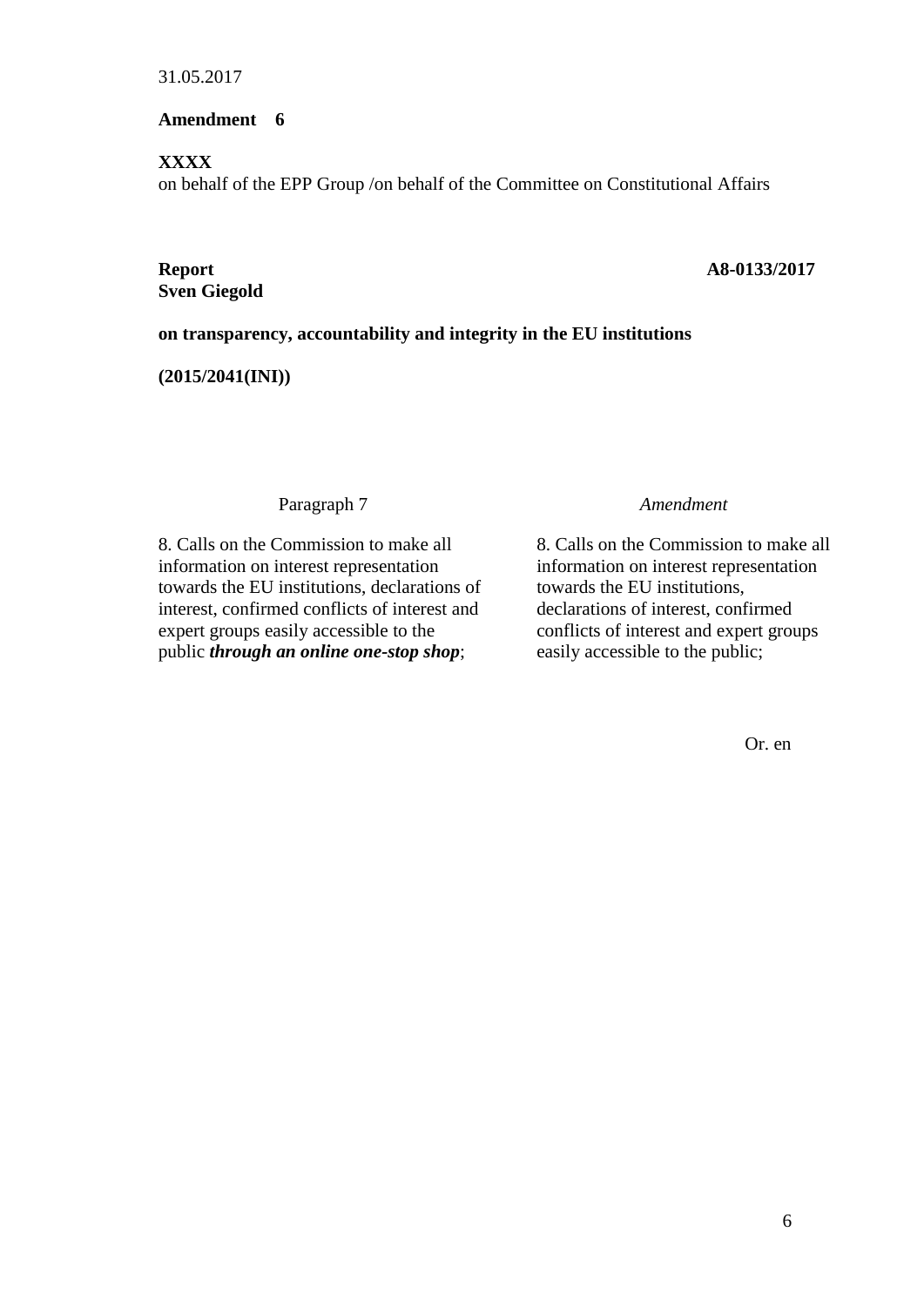31.05.2017

**Amendment 6**

**XXXX**
on behalf of the EPP Group /on behalf of the Committee on Constitutional Affairs

**Report** **A8-0133/2017**
**Sven Giegold**

**on transparency, accountability and integrity in the EU institutions**

**(2015/2041(INI))**

| Paragraph 7 | *Amendment* |
| --- | --- |
| 8. Calls on the Commission to make all information on interest representation towards the EU institutions, declarations of interest, confirmed conflicts of interest and expert groups easily accessible to the public ***through an online one-stop shop***; | 8. Calls on the Commission to make all information on interest representation towards the EU institutions, declarations of interest, confirmed conflicts of interest and expert groups easily accessible to the public; |

Or. en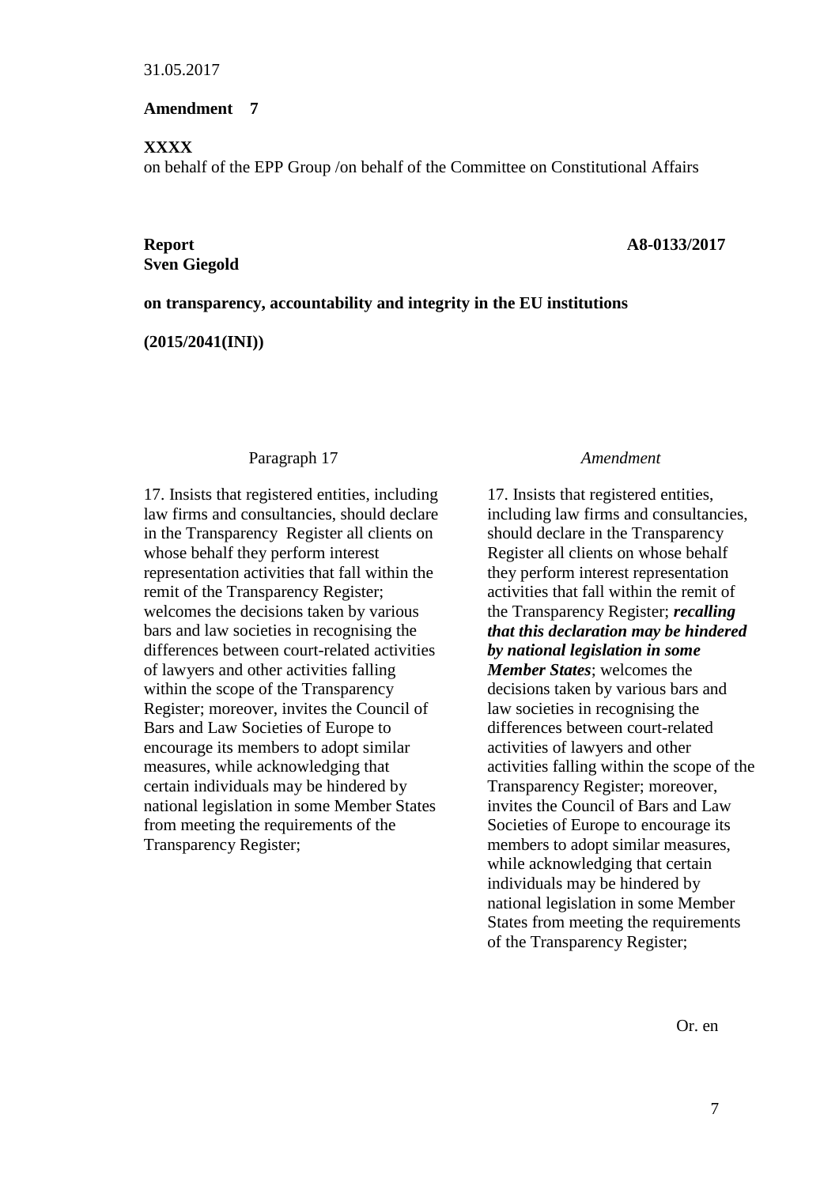31.05.2017

**Amendment 7**

**XXXX**

on behalf of the EPP Group /on behalf of the Committee on Constitutional Affairs

**Report** **A8-0133/2017**

**Sven Giegold**

**on transparency, accountability and integrity in the EU institutions**

**(2015/2041(INI))**

| Paragraph 17 | *Amendment* |
|---|---|
| 17. Insists that registered entities, including law firms and consultancies, should declare in the Transparency Register all clients on whose behalf they perform interest representation activities that fall within the remit of the Transparency Register; welcomes the decisions taken by various bars and law societies in recognising the differences between court-related activities of lawyers and other activities falling within the scope of the Transparency Register; moreover, invites the Council of Bars and Law Societies of Europe to encourage its members to adopt similar measures, while acknowledging that certain individuals may be hindered by national legislation in some Member States from meeting the requirements of the Transparency Register; | 17. Insists that registered entities, including law firms and consultancies, should declare in the Transparency Register all clients on whose behalf they perform interest representation activities that fall within the remit of the Transparency Register; ***recalling that this declaration may be hindered by national legislation in some Member States***; welcomes the decisions taken by various bars and law societies in recognising the differences between court-related activities of lawyers and other activities falling within the scope of the Transparency Register; moreover, invites the Council of Bars and Law Societies of Europe to encourage its members to adopt similar measures, while acknowledging that certain individuals may be hindered by national legislation in some Member States from meeting the requirements of the Transparency Register; |

Or. en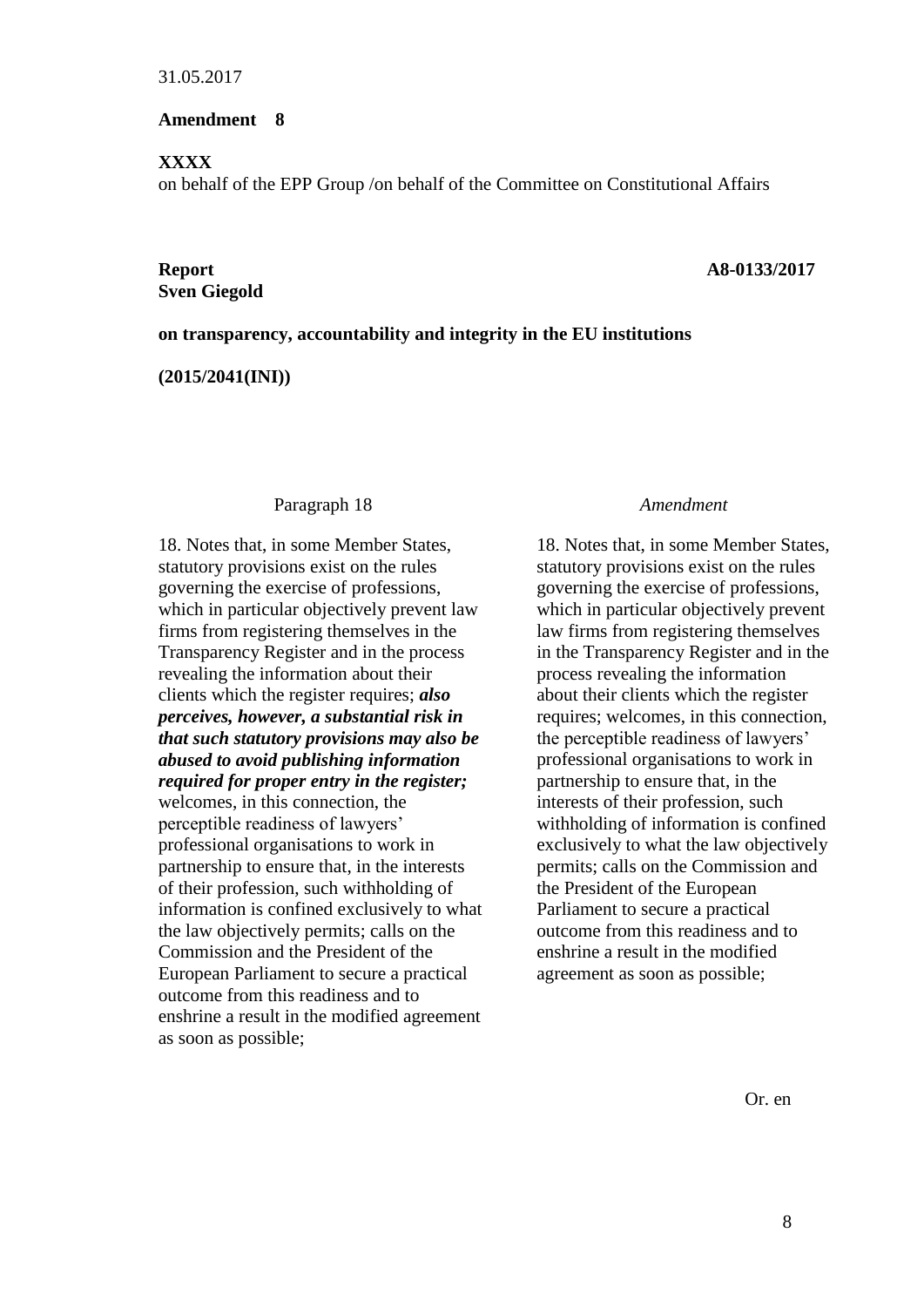31.05.2017

**Amendment 8**

**XXXX**
on behalf of the EPP Group /on behalf of the Committee on Constitutional Affairs

**Report** **A8-0133/2017**
**Sven Giegold**

**on transparency, accountability and integrity in the EU institutions**

**(2015/2041(INI))**

| Paragraph 18 | *Amendment* |
|---|---|
| 18. Notes that, in some Member States, statutory provisions exist on the rules governing the exercise of professions, which in particular objectively prevent law firms from registering themselves in the Transparency Register and in the process revealing the information about their clients which the register requires; ***also perceives, however, a substantial risk in that such statutory provisions may also be abused to avoid publishing information required for proper entry in the register;*** welcomes, in this connection, the perceptible readiness of lawyers' professional organisations to work in partnership to ensure that, in the interests of their profession, such withholding of information is confined exclusively to what the law objectively permits; calls on the Commission and the President of the European Parliament to secure a practical outcome from this readiness and to enshrine a result in the modified agreement as soon as possible; | 18. Notes that, in some Member States, statutory provisions exist on the rules governing the exercise of professions, which in particular objectively prevent law firms from registering themselves in the Transparency Register and in the process revealing the information about their clients which the register requires; welcomes, in this connection, the perceptible readiness of lawyers' professional organisations to work in partnership to ensure that, in the interests of their profession, such withholding of information is confined exclusively to what the law objectively permits; calls on the Commission and the President of the European Parliament to secure a practical outcome from this readiness and to enshrine a result in the modified agreement as soon as possible; |

Or. en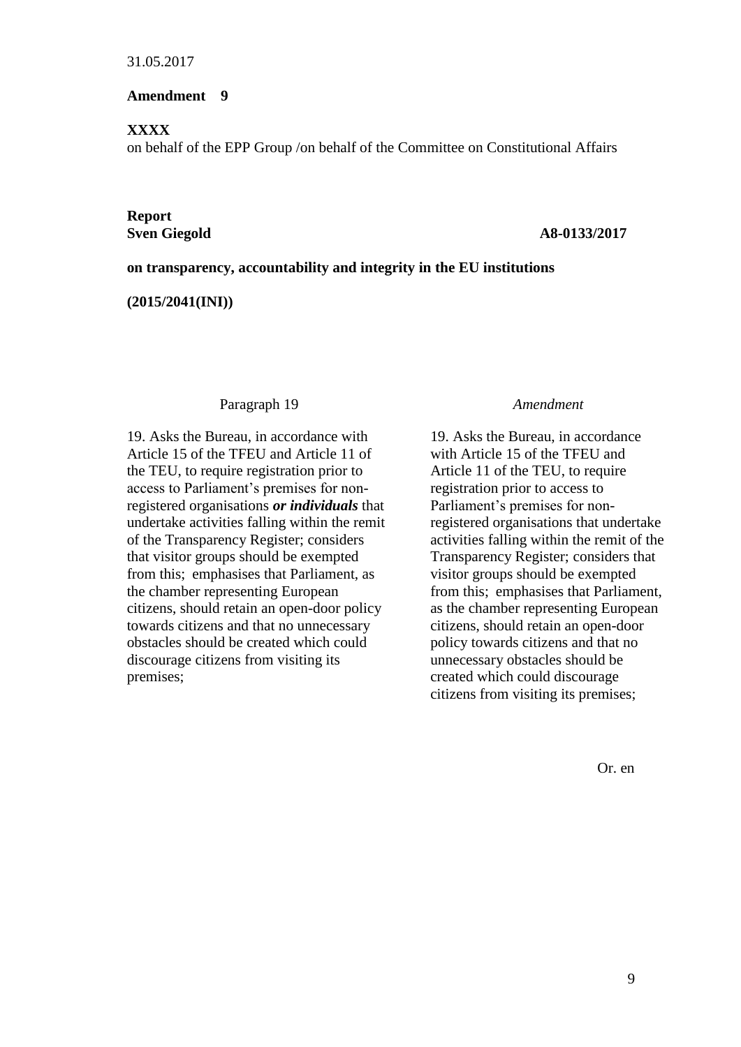31.05.2017

**Amendment 9**

**XXXX**
on behalf of the EPP Group /on behalf of the Committee on Constitutional Affairs

**Report**
**Sven Giegold** **A8-0133/2017**

**on transparency, accountability and integrity in the EU institutions**

**(2015/2041(INI))**

| Paragraph 19 | *Amendment* |
| --- | --- |
| 19. Asks the Bureau, in accordance with Article 15 of the TFEU and Article 11 of the TEU, to require registration prior to access to Parliament's premises for non-registered organisations ***or individuals*** that undertake activities falling within the remit of the Transparency Register; considers that visitor groups should be exempted from this; emphasises that Parliament, as the chamber representing European citizens, should retain an open-door policy towards citizens and that no unnecessary obstacles should be created which could discourage citizens from visiting its premises; | 19. Asks the Bureau, in accordance with Article 15 of the TFEU and Article 11 of the TEU, to require registration prior to access to Parliament's premises for non-registered organisations that undertake activities falling within the remit of the Transparency Register; considers that visitor groups should be exempted from this; emphasises that Parliament, as the chamber representing European citizens, should retain an open-door policy towards citizens and that no unnecessary obstacles should be created which could discourage citizens from visiting its premises; |

Or. en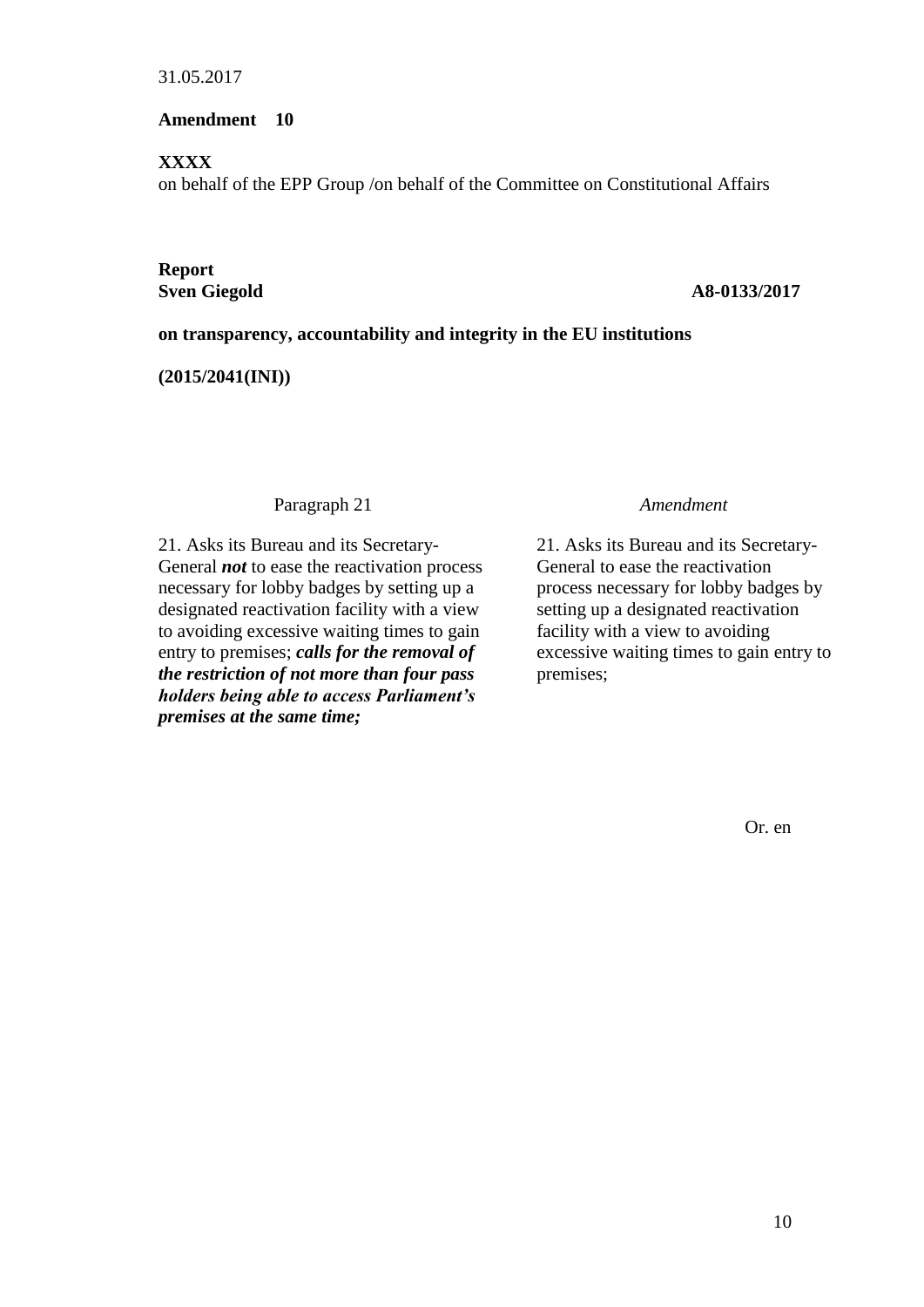31.05.2017

**Amendment 10**

**XXXX**
on behalf of the EPP Group /on behalf of the Committee on Constitutional Affairs

**Report**
**Sven Giegold** **A8-0133/2017**

**on transparency, accountability and integrity in the EU institutions**

**(2015/2041(INI))**

| Paragraph 21 | *Amendment* |
| --- | --- |
| 21. Asks its Bureau and its Secretary-General ***not*** to ease the reactivation process necessary for lobby badges by setting up a designated reactivation facility with a view to avoiding excessive waiting times to gain entry to premises; ***calls for the removal of the restriction of not more than four pass holders being able to access Parliament's premises at the same time;*** | 21. Asks its Bureau and its Secretary-General to ease the reactivation process necessary for lobby badges by setting up a designated reactivation facility with a view to avoiding excessive waiting times to gain entry to premises; |

Or. en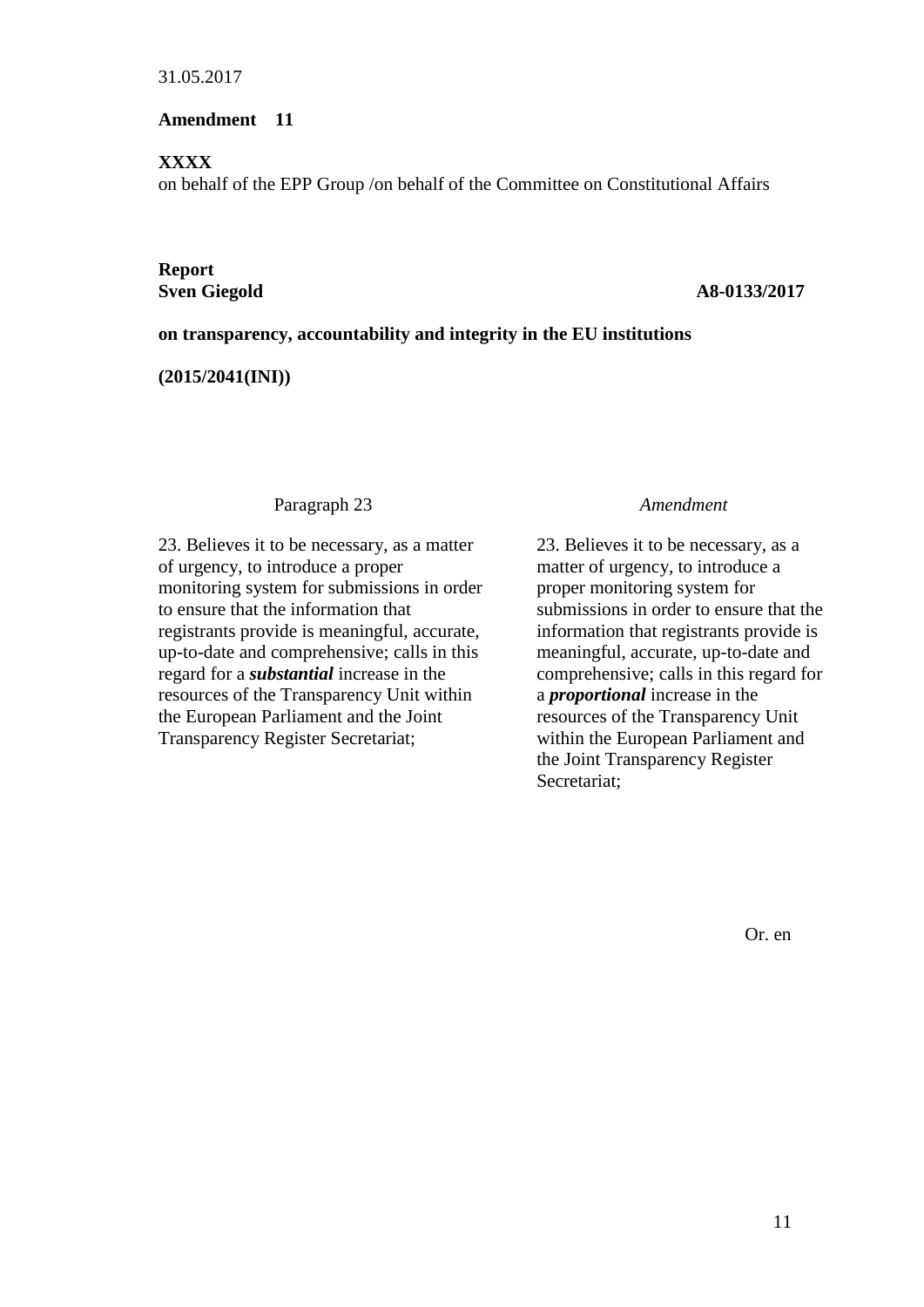31.05.2017

**Amendment 11**

**XXXX**
on behalf of the EPP Group /on behalf of the Committee on Constitutional Affairs

**Report**
**Sven Giegold** **A8-0133/2017**

**on transparency, accountability and integrity in the EU institutions**

**(2015/2041(INI))**

| Paragraph 23 | *Amendment* |
| --- | --- |
| 23. Believes it to be necessary, as a matter of urgency, to introduce a proper monitoring system for submissions in order to ensure that the information that registrants provide is meaningful, accurate, up-to-date and comprehensive; calls in this regard for a ***substantial*** increase in the resources of the Transparency Unit within the European Parliament and the Joint Transparency Register Secretariat; | 23. Believes it to be necessary, as a matter of urgency, to introduce a proper monitoring system for submissions in order to ensure that the information that registrants provide is meaningful, accurate, up-to-date and comprehensive; calls in this regard for a ***proportional*** increase in the resources of the Transparency Unit within the European Parliament and the Joint Transparency Register Secretariat; |

Or. en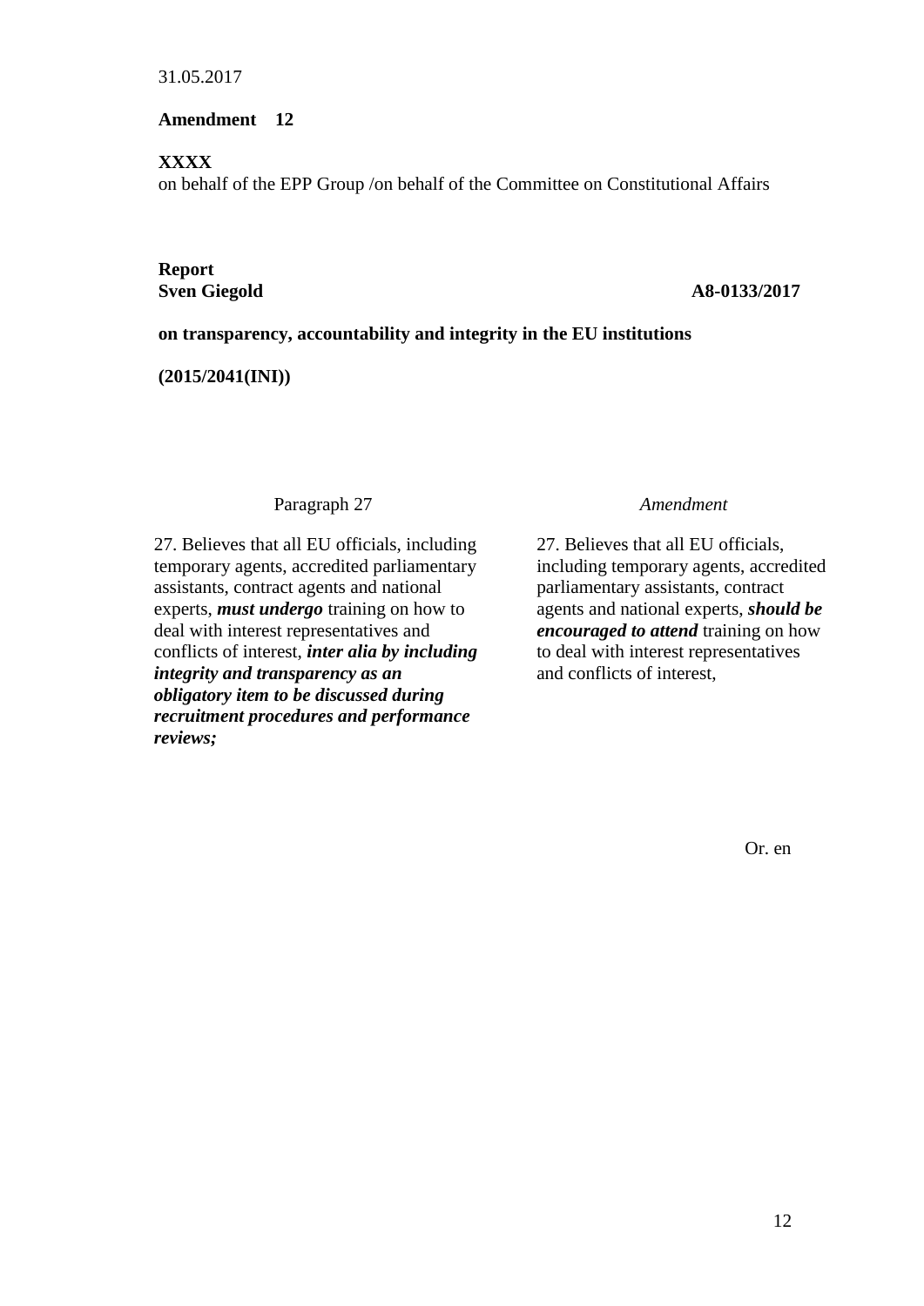31.05.2017

**Amendment 12**

**XXXX**
on behalf of the EPP Group /on behalf of the Committee on Constitutional Affairs

**Report**
**Sven Giegold** **A8-0133/2017**

**on transparency, accountability and integrity in the EU institutions**

**(2015/2041(INI))**

| Paragraph 27 | *Amendment* |
| --- | --- |
| 27. Believes that all EU officials, including temporary agents, accredited parliamentary assistants, contract agents and national experts, ***must undergo*** training on how to deal with interest representatives and conflicts of interest, ***inter alia by including integrity and transparency as an obligatory item to be discussed during recruitment procedures and performance reviews;*** | 27. Believes that all EU officials, including temporary agents, accredited parliamentary assistants, contract agents and national experts, ***should be encouraged to attend*** training on how to deal with interest representatives and conflicts of interest, |

Or. en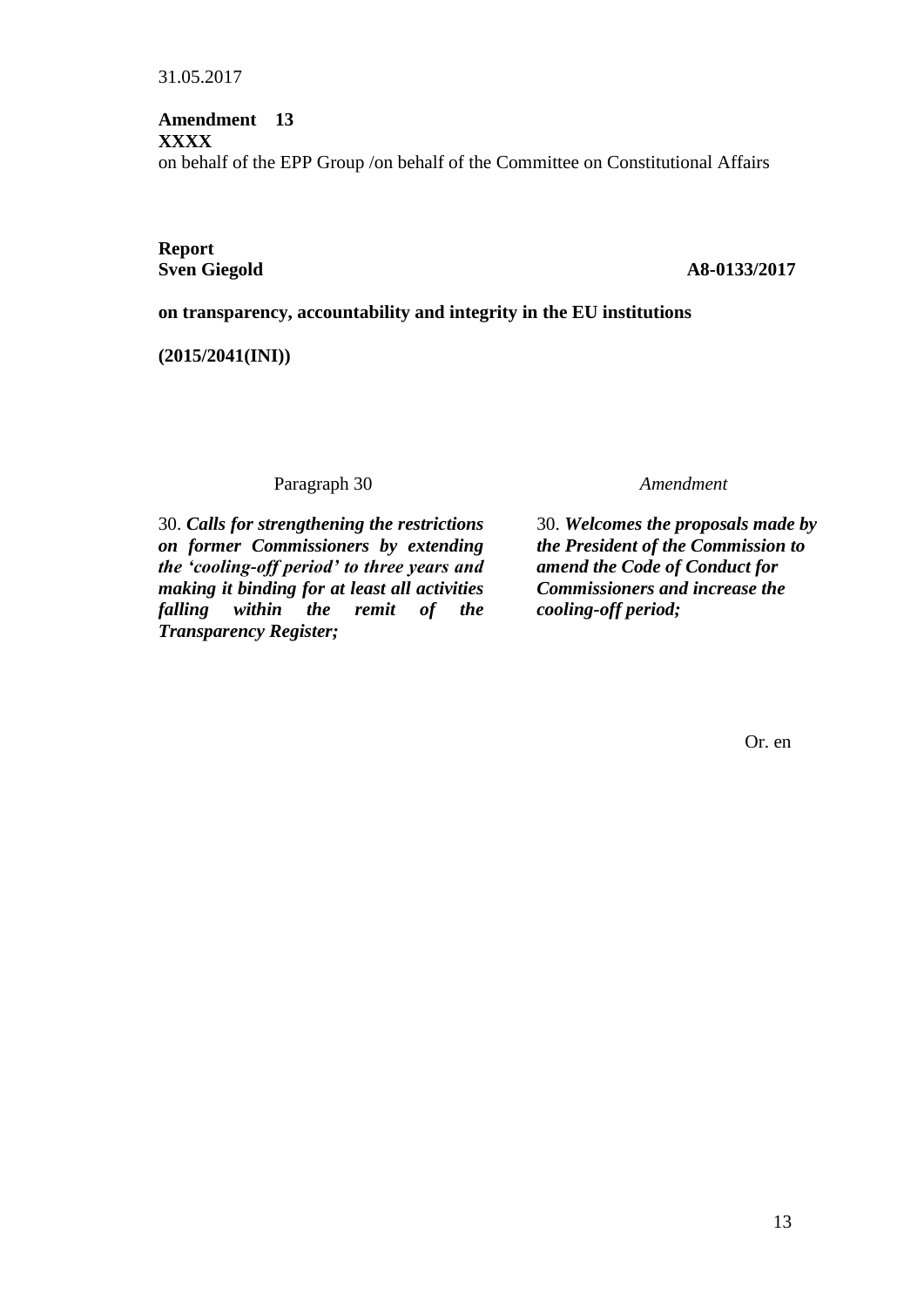31.05.2017

**Amendment 13**
**XXXX**
on behalf of the EPP Group /on behalf of the Committee on Constitutional Affairs

**Report**
**Sven Giegold** **A8-0133/2017**

**on transparency, accountability and integrity in the EU institutions**

**(2015/2041(INI))**

| Paragraph 30 | *Amendment* |
|---|---|
| 30. ***Calls for strengthening the restrictions on former Commissioners by extending the 'cooling-off period' to three years and making it binding for at least all activities falling within the remit of the Transparency Register;*** | 30. ***Welcomes the proposals made by the President of the Commission to amend the Code of Conduct for Commissioners and increase the cooling-off period;*** |

Or. en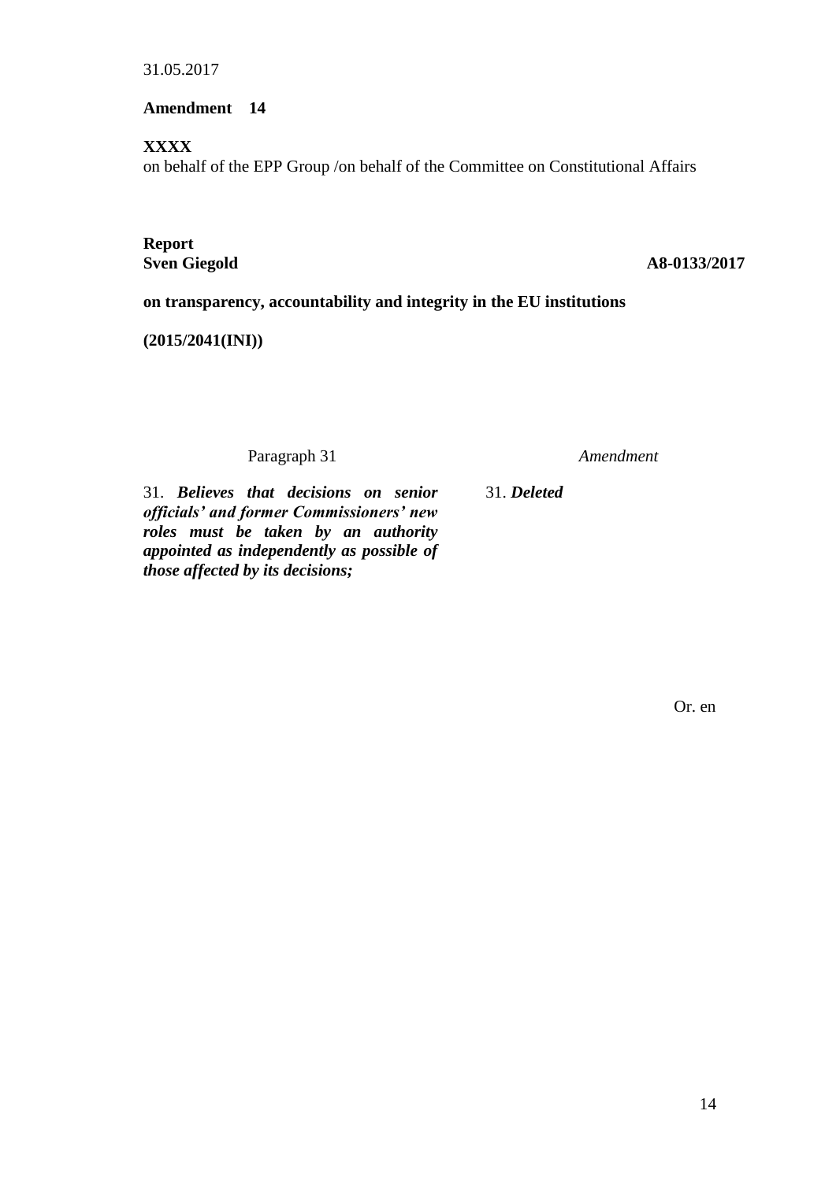31.05.2017

**Amendment 14**

**XXXX**
on behalf of the EPP Group /on behalf of the Committee on Constitutional Affairs

**Report**
**Sven Giegold** **A8-0133/2017**

**on transparency, accountability and integrity in the EU institutions**

**(2015/2041(INI))**

| Paragraph 31 | *Amendment* |
|---|---|
| 31. ***Believes that decisions on senior officials' and former Commissioners' new roles must be taken by an authority appointed as independently as possible of those affected by its decisions;*** | 31. ***Deleted*** |

Or. en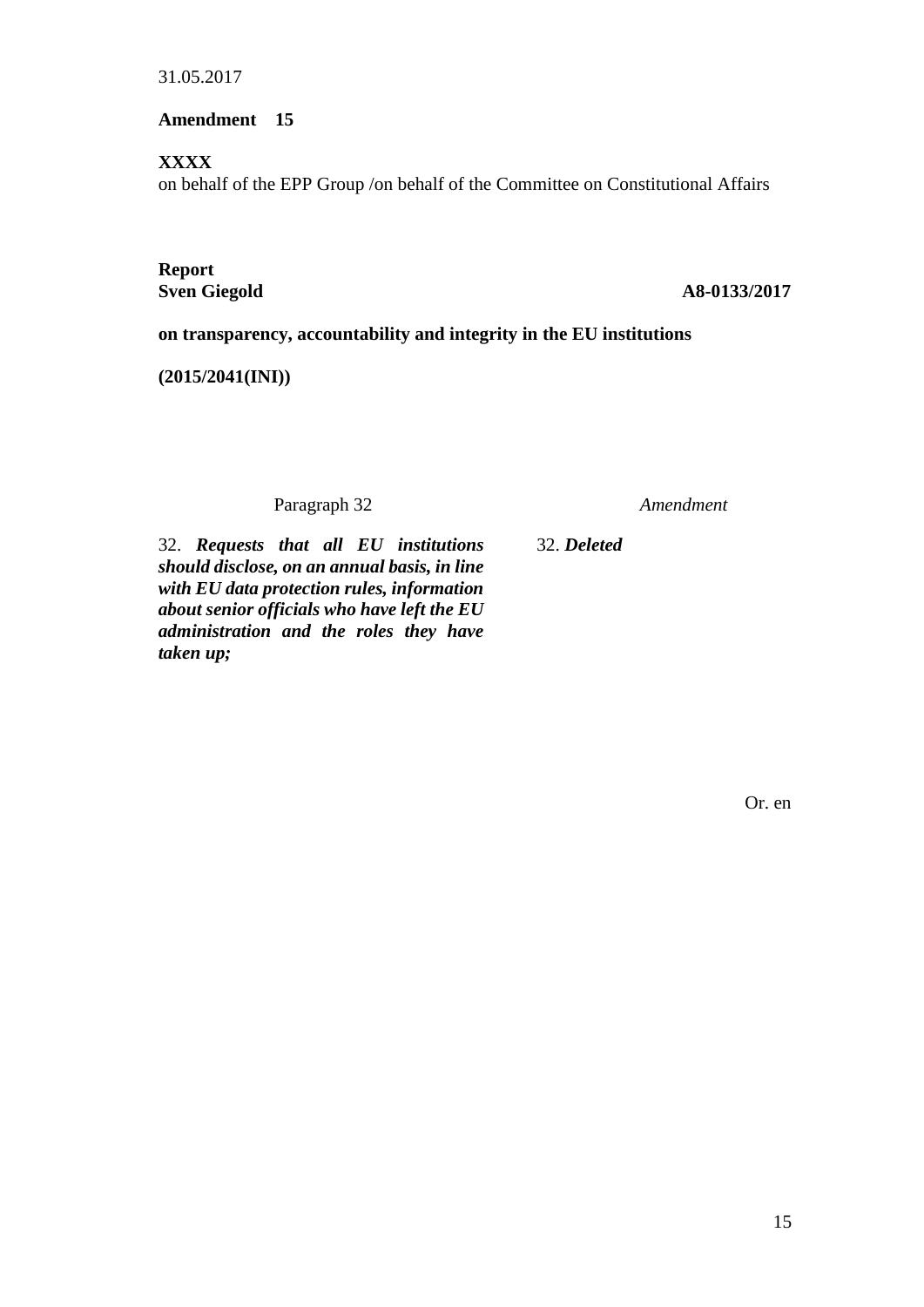31.05.2017

**Amendment 15**

**XXXX**
on behalf of the EPP Group /on behalf of the Committee on Constitutional Affairs

**Report**
**Sven Giegold** **A8-0133/2017**

**on transparency, accountability and integrity in the EU institutions**

**(2015/2041(INI))**

| Paragraph 32 | *Amendment* |
|---|---|
| 32. ***Requests that all EU institutions should disclose, on an annual basis, in line with EU data protection rules, information about senior officials who have left the EU administration and the roles they have taken up;*** | 32. ***Deleted*** |

Or. en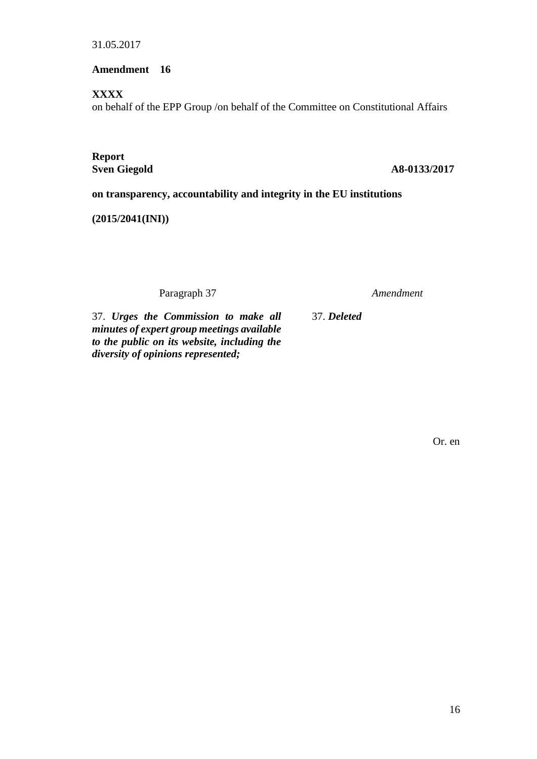31.05.2017

**Amendment 16**

**XXXX**
on behalf of the EPP Group /on behalf of the Committee on Constitutional Affairs

**Report**
**Sven Giegold** **A8-0133/2017**

**on transparency, accountability and integrity in the EU institutions**

**(2015/2041(INI))**

| Paragraph 37 | *Amendment* |
| --- | --- |
| 37. ***Urges the Commission to make all minutes of expert group meetings available to the public on its website, including the diversity of opinions represented;*** | 37. ***Deleted*** |

Or. en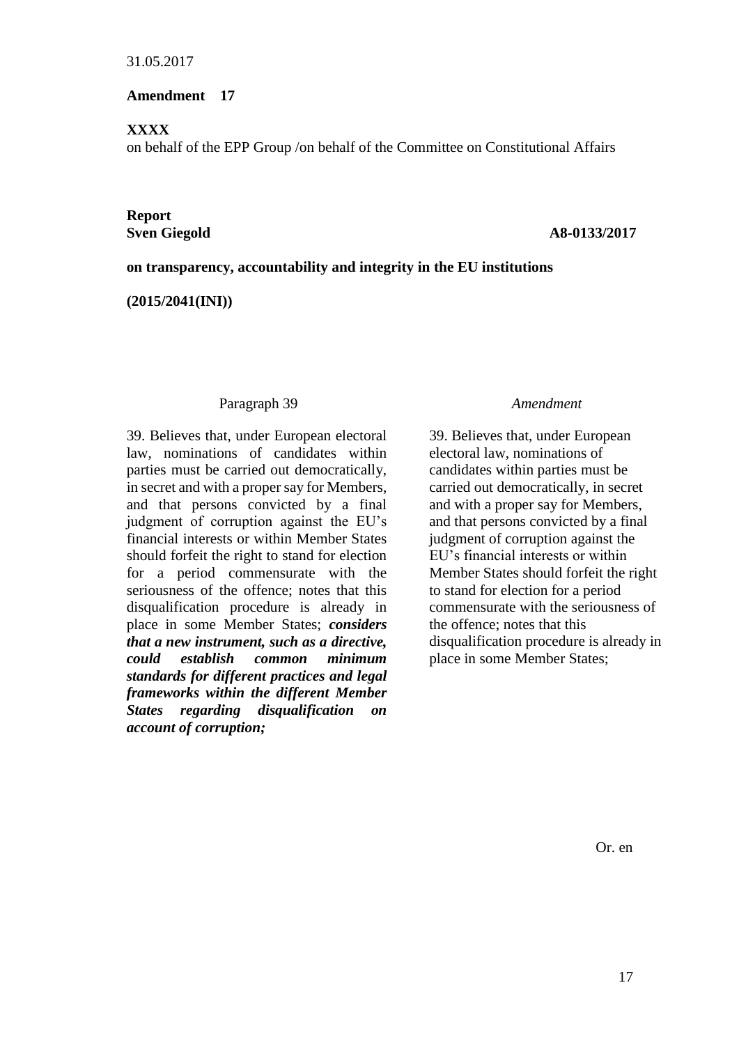31.05.2017

**Amendment 17**

**XXXX**
on behalf of the EPP Group /on behalf of the Committee on Constitutional Affairs

**Report**
**Sven Giegold** **A8-0133/2017**

**on transparency, accountability and integrity in the EU institutions**

**(2015/2041(INI))**

| Paragraph 39 | *Amendment* |
| --- | --- |
| 39. Believes that, under European electoral law, nominations of candidates within parties must be carried out democratically, in secret and with a proper say for Members, and that persons convicted by a final judgment of corruption against the EU's financial interests or within Member States should forfeit the right to stand for election for a period commensurate with the seriousness of the offence; notes that this disqualification procedure is already in place in some Member States; ***considers that a new instrument, such as a directive, could establish common minimum standards for different practices and legal frameworks within the different Member States regarding disqualification on account of corruption;*** | 39. Believes that, under European electoral law, nominations of candidates within parties must be carried out democratically, in secret and with a proper say for Members, and that persons convicted by a final judgment of corruption against the EU's financial interests or within Member States should forfeit the right to stand for election for a period commensurate with the seriousness of the offence; notes that this disqualification procedure is already in place in some Member States; |

Or. en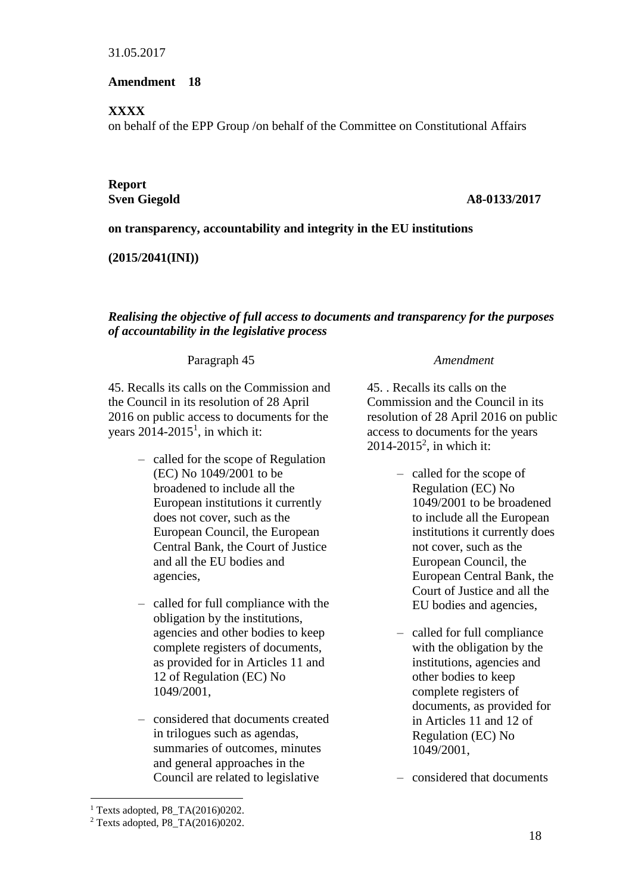31.05.2017

**Amendment 18**

**XXXX**

on behalf of the EPP Group /on behalf of the Committee on Constitutional Affairs

**Report**

**Sven Giegold** **A8-0133/2017**

**on transparency, accountability and integrity in the EU institutions**

**(2015/2041(INI))**

***Realising the objective of full access to documents and transparency for the purposes of accountability in the legislative process***

| Paragraph 45 | *Amendment* |
|---|---|
| 45. Recalls its calls on the Commission and the Council in its resolution of 28 April 2016 on public access to documents for the years 2014-2015[1], in which it: | 45. . Recalls its calls on the Commission and the Council in its resolution of 28 April 2016 on public access to documents for the years 2014-2015[2], in which it: |
| – called for the scope of Regulation (EC) No 1049/2001 to be broadened to include all the European institutions it currently does not cover, such as the European Council, the European Central Bank, the Court of Justice and all the EU bodies and agencies, | – called for the scope of Regulation (EC) No 1049/2001 to be broadened to include all the European institutions it currently does not cover, such as the European Council, the European Central Bank, the Court of Justice and all the EU bodies and agencies, |
| – called for full compliance with the obligation by the institutions, agencies and other bodies to keep complete registers of documents, as provided for in Articles 11 and 12 of Regulation (EC) No 1049/2001, | – called for full compliance with the obligation by the institutions, agencies and other bodies to keep complete registers of documents, as provided for in Articles 11 and 12 of Regulation (EC) No 1049/2001, |
| – considered that documents created in trilogues such as agendas, summaries of outcomes, minutes and general approaches in the Council are related to legislative | – considered that documents |

[1] Texts adopted, P8_TA(2016)0202.

[2] Texts adopted, P8_TA(2016)0202.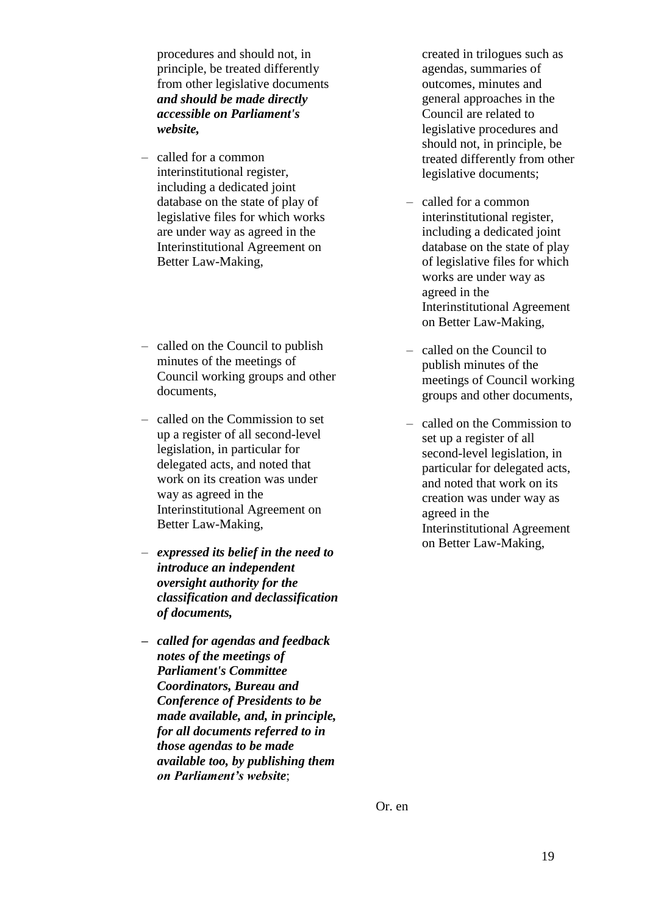| | |
|---|---|
| procedures and should not, in principle, be treated differently from other legislative documents ***and should be made directly accessible on Parliament's website,*** | created in trilogues such as agendas, summaries of outcomes, minutes and general approaches in the Council are related to legislative procedures and should not, in principle, be treated differently from other legislative documents; |
| – called for a common interinstitutional register, including a dedicated joint database on the state of play of legislative files for which works are under way as agreed in the Interinstitutional Agreement on Better Law-Making, | – called for a common interinstitutional register, including a dedicated joint database on the state of play of legislative files for which works are under way as agreed in the Interinstitutional Agreement on Better Law-Making, |
| – called on the Council to publish minutes of the meetings of Council working groups and other documents, | – called on the Council to publish minutes of the meetings of Council working groups and other documents, |
| – called on the Commission to set up a register of all second-level legislation, in particular for delegated acts, and noted that work on its creation was under way as agreed in the Interinstitutional Agreement on Better Law-Making, | – called on the Commission to set up a register of all second-level legislation, in particular for delegated acts, and noted that work on its creation was under way as agreed in the Interinstitutional Agreement on Better Law-Making, |
| – ***expressed its belief in the need to introduce an independent oversight authority for the classification and declassification of documents,*** | |
| **–** ***called for agendas and feedback notes of the meetings of Parliament's Committee Coordinators, Bureau and Conference of Presidents to be made available, and, in principle, for all documents referred to in those agendas to be made available too, by publishing them on Parliament's website***; | |

Or. en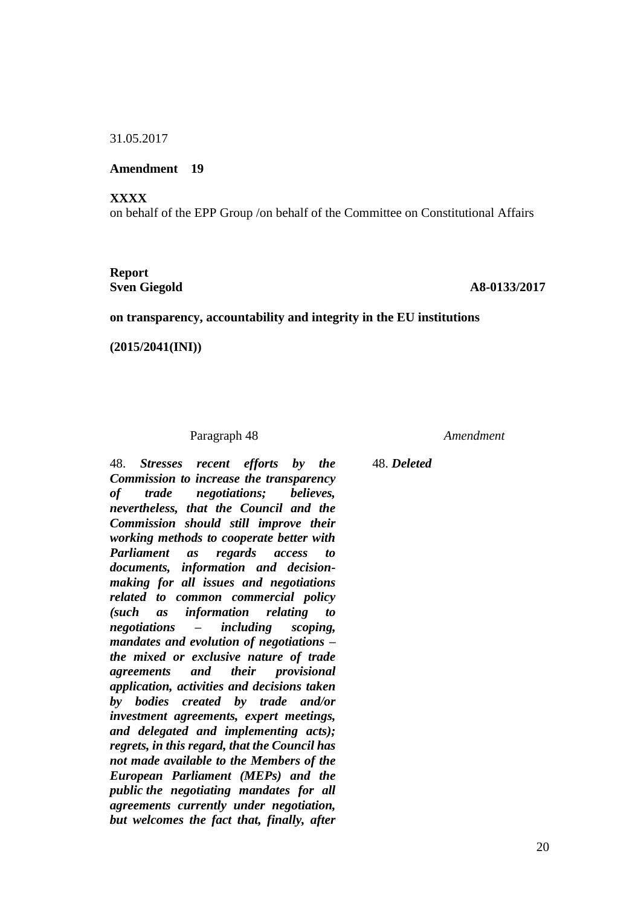31.05.2017

**Amendment 19**

**XXXX**
on behalf of the EPP Group /on behalf of the Committee on Constitutional Affairs

**Report**
**Sven Giegold** **A8-0133/2017**

**on transparency, accountability and integrity in the EU institutions**

**(2015/2041(INI))**

| Paragraph 48 | *Amendment* |
|---|---|
| 48. ***Stresses recent efforts by the Commission to increase the transparency of trade negotiations; believes, nevertheless, that the Council and the Commission should still improve their working methods to cooperate better with Parliament as regards access to documents, information and decision-making for all issues and negotiations related to common commercial policy (such as information relating to negotiations – including scoping, mandates and evolution of negotiations – the mixed or exclusive nature of trade agreements and their provisional application, activities and decisions taken by bodies created by trade and/or investment agreements, expert meetings, and delegated and implementing acts); regrets, in this regard, that the Council has not made available to the Members of the European Parliament (MEPs) and the public the negotiating mandates for all agreements currently under negotiation, but welcomes the fact that, finally, after*** | 48. ***Deleted*** |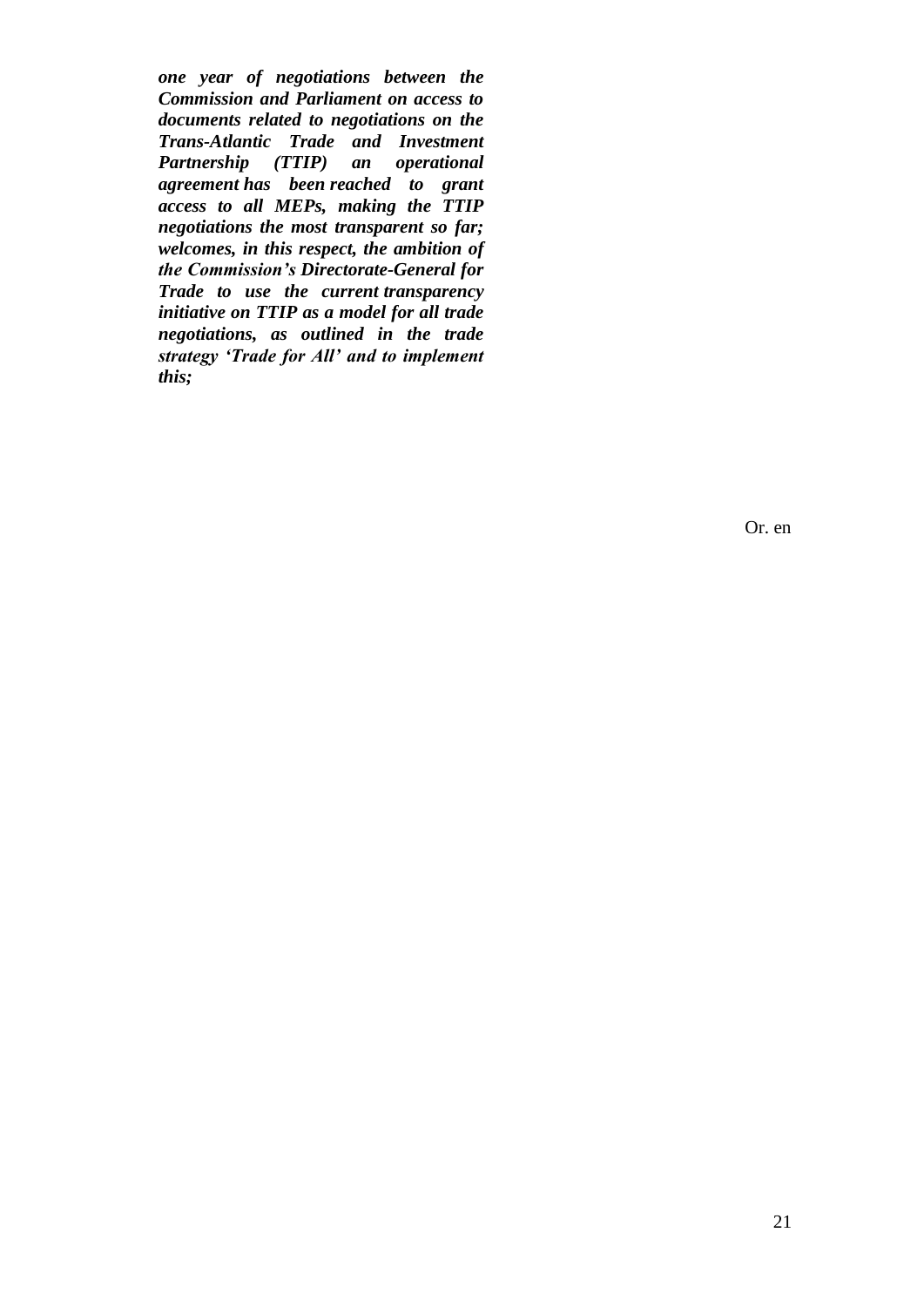***one year of negotiations between the Commission and Parliament on access to documents related to negotiations on the Trans-Atlantic Trade and Investment Partnership (TTIP) an operational agreement has been reached to grant access to all MEPs, making the TTIP negotiations the most transparent so far; welcomes, in this respect, the ambition of the Commission's Directorate-General for Trade to use the current transparency initiative on TTIP as a model for all trade negotiations, as outlined in the trade strategy 'Trade for All' and to implement this;***

Or. en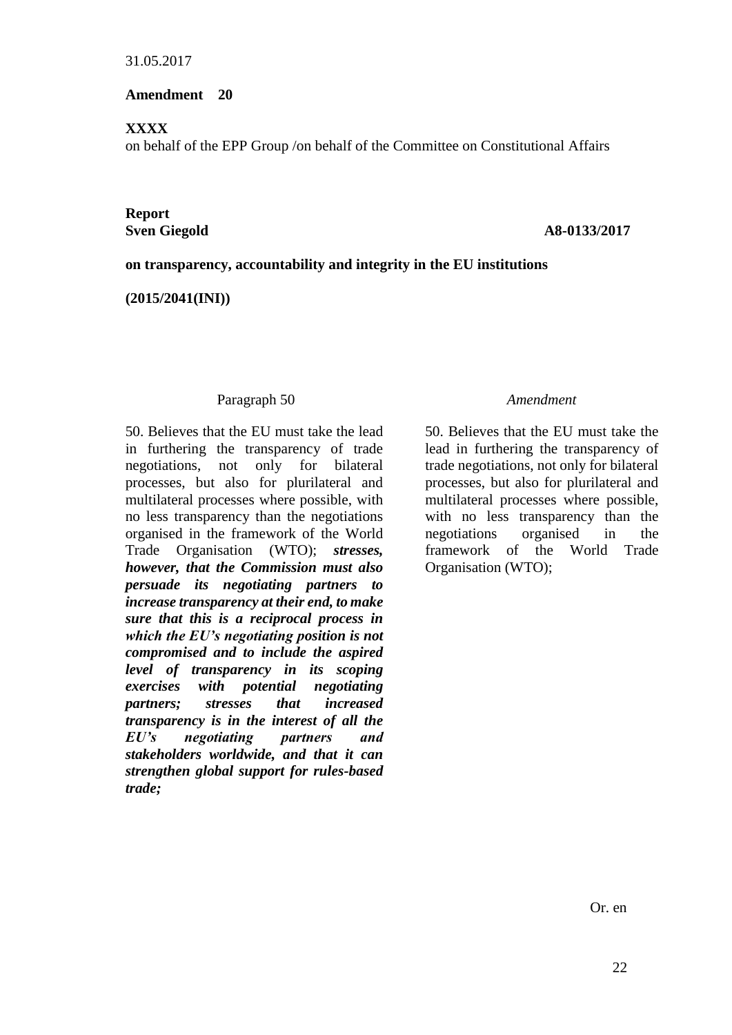31.05.2017

**Amendment 20**

**XXXX**
on behalf of the EPP Group /on behalf of the Committee on Constitutional Affairs

**Report**
**Sven Giegold** **A8-0133/2017**

**on transparency, accountability and integrity in the EU institutions**

**(2015/2041(INI))**

| Paragraph 50 | *Amendment* |
|---|---|
| 50. Believes that the EU must take the lead in furthering the transparency of trade negotiations, not only for bilateral processes, but also for plurilateral and multilateral processes where possible, with no less transparency than the negotiations organised in the framework of the World Trade Organisation (WTO); ***stresses, however, that the Commission must also persuade its negotiating partners to increase transparency at their end, to make sure that this is a reciprocal process in which the EU's negotiating position is not compromised and to include the aspired level of transparency in its scoping exercises with potential negotiating partners; stresses that increased transparency is in the interest of all the EU's negotiating partners and stakeholders worldwide, and that it can strengthen global support for rules-based trade;*** | 50. Believes that the EU must take the lead in furthering the transparency of trade negotiations, not only for bilateral processes, but also for plurilateral and multilateral processes where possible, with no less transparency than the negotiations organised in the framework of the World Trade Organisation (WTO); |

Or. en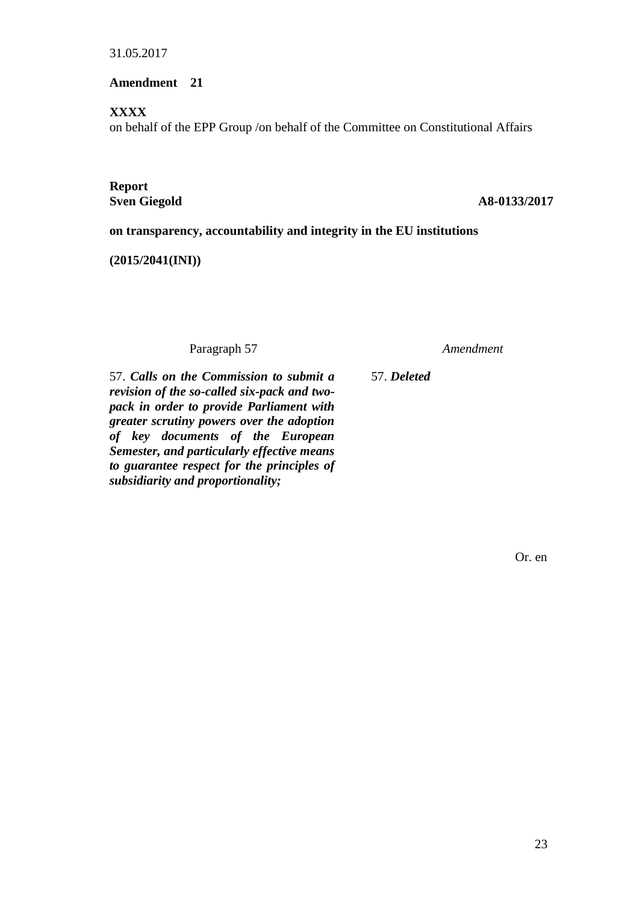31.05.2017

**Amendment 21**

**XXXX**
on behalf of the EPP Group /on behalf of the Committee on Constitutional Affairs

**Report**
**Sven Giegold** **A8-0133/2017**

**on transparency, accountability and integrity in the EU institutions**

**(2015/2041(INI))**

| Paragraph 57 | *Amendment* |
|---|---|
| 57. ***Calls on the Commission to submit a revision of the so-called six-pack and two-pack in order to provide Parliament with greater scrutiny powers over the adoption of key documents of the European Semester, and particularly effective means to guarantee respect for the principles of subsidiarity and proportionality;*** | 57. ***Deleted*** |

Or. en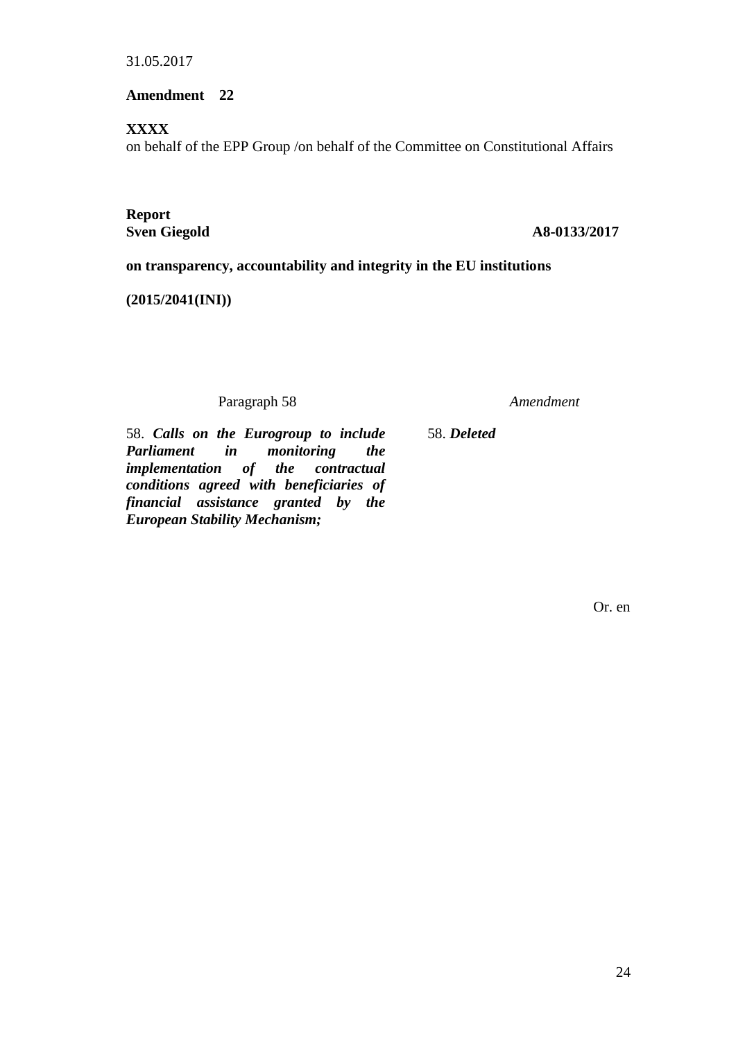31.05.2017

**Amendment 22**

**XXXX**
on behalf of the EPP Group /on behalf of the Committee on Constitutional Affairs

**Report**
**Sven Giegold** **A8-0133/2017**

**on transparency, accountability and integrity in the EU institutions**

**(2015/2041(INI))**

| Paragraph 58 | *Amendment* |
| --- | --- |
| 58. ***Calls on the Eurogroup to include Parliament in monitoring the implementation of the contractual conditions agreed with beneficiaries of financial assistance granted by the European Stability Mechanism;*** | 58. ***Deleted*** |

Or. en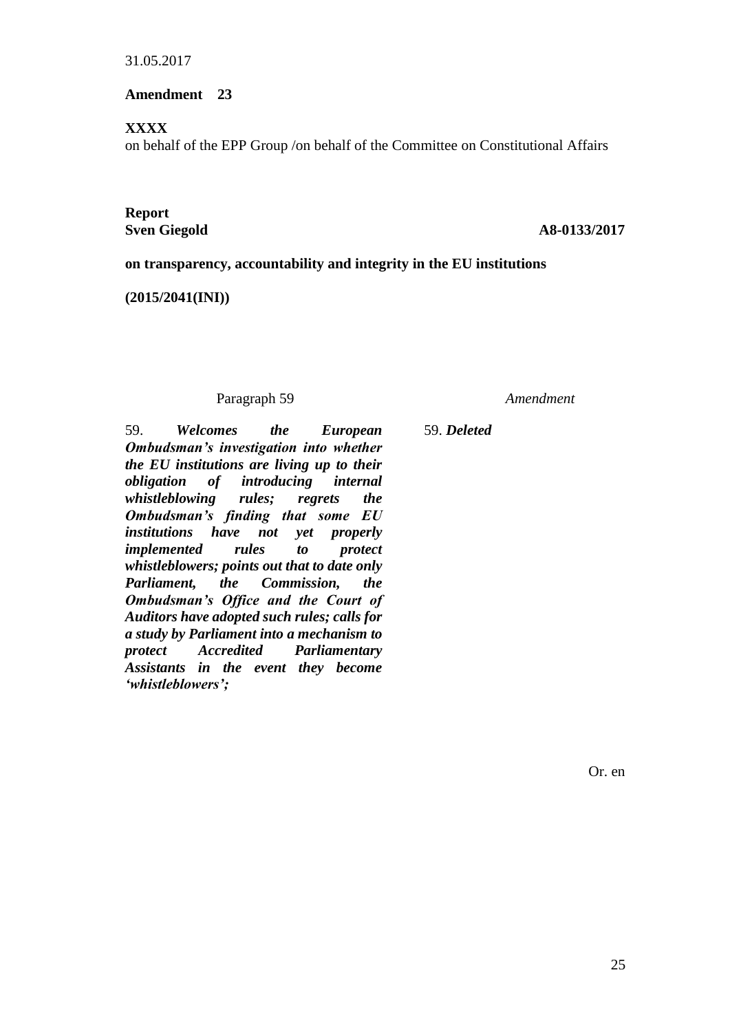31.05.2017

**Amendment 23**

**XXXX**
on behalf of the EPP Group /on behalf of the Committee on Constitutional Affairs

**Report**
**Sven Giegold** **A8-0133/2017**

**on transparency, accountability and integrity in the EU institutions**

**(2015/2041(INI))**

| Paragraph 59 | *Amendment* |
|---|---|
| 59. ***Welcomes the European Ombudsman's investigation into whether the EU institutions are living up to their obligation of introducing internal whistleblowing rules; regrets the Ombudsman's finding that some EU institutions have not yet properly implemented rules to protect whistleblowers; points out that to date only Parliament, the Commission, the Ombudsman's Office and the Court of Auditors have adopted such rules; calls for a study by Parliament into a mechanism to protect Accredited Parliamentary Assistants in the event they become 'whistleblowers';*** | 59. ***Deleted*** |

Or. en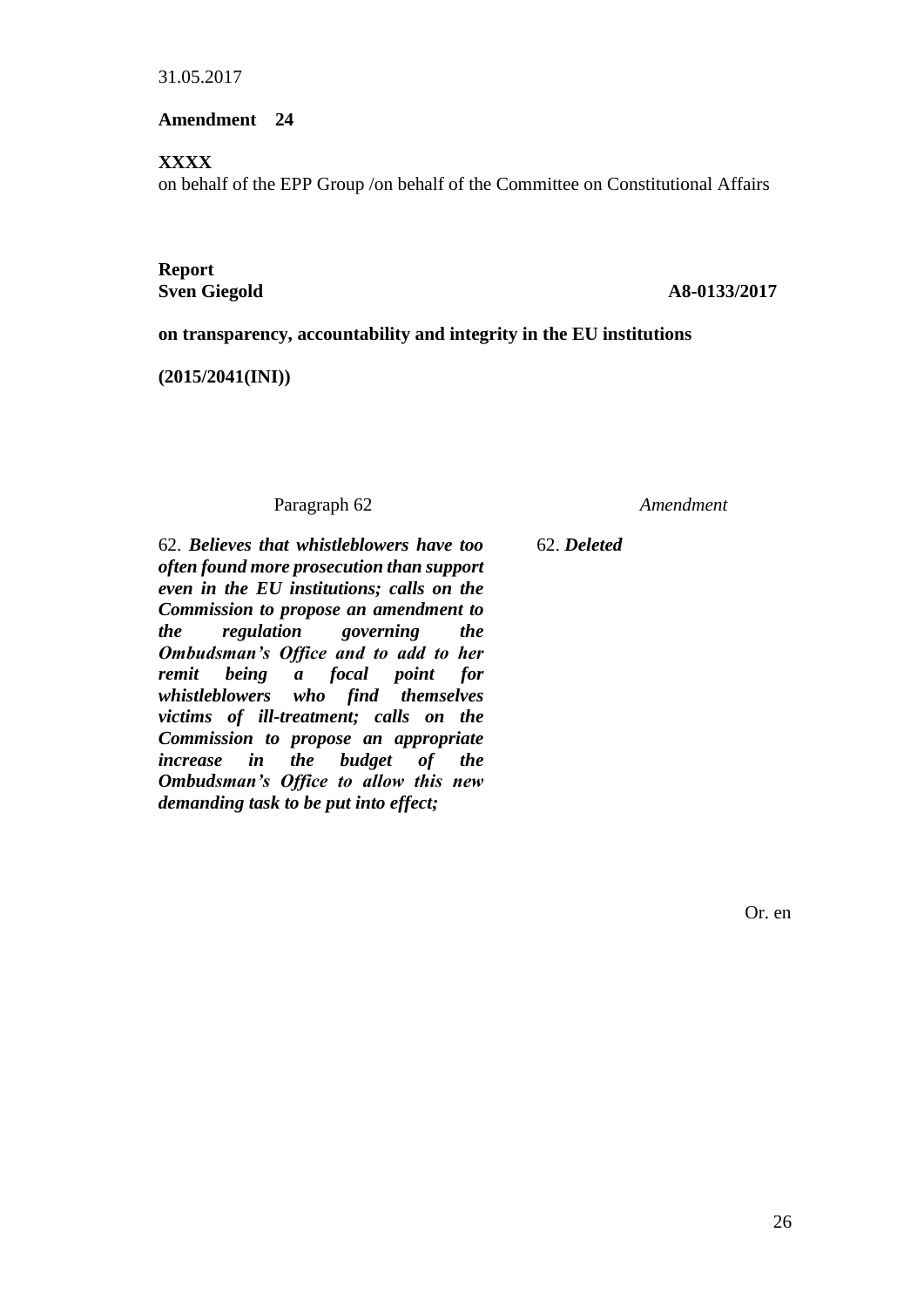31.05.2017

**Amendment 24**

**XXXX**
on behalf of the EPP Group /on behalf of the Committee on Constitutional Affairs

**Report**
**Sven Giegold** **A8-0133/2017**

**on transparency, accountability and integrity in the EU institutions**

**(2015/2041(INI))**

| Paragraph 62 | *Amendment* |
| --- | --- |
| 62. ***Believes that whistleblowers have too often found more prosecution than support even in the EU institutions; calls on the Commission to propose an amendment to the regulation governing the Ombudsman's Office and to add to her remit being a focal point for whistleblowers who find themselves victims of ill-treatment; calls on the Commission to propose an appropriate increase in the budget of the Ombudsman's Office to allow this new demanding task to be put into effect;*** | 62. ***Deleted*** |

Or. en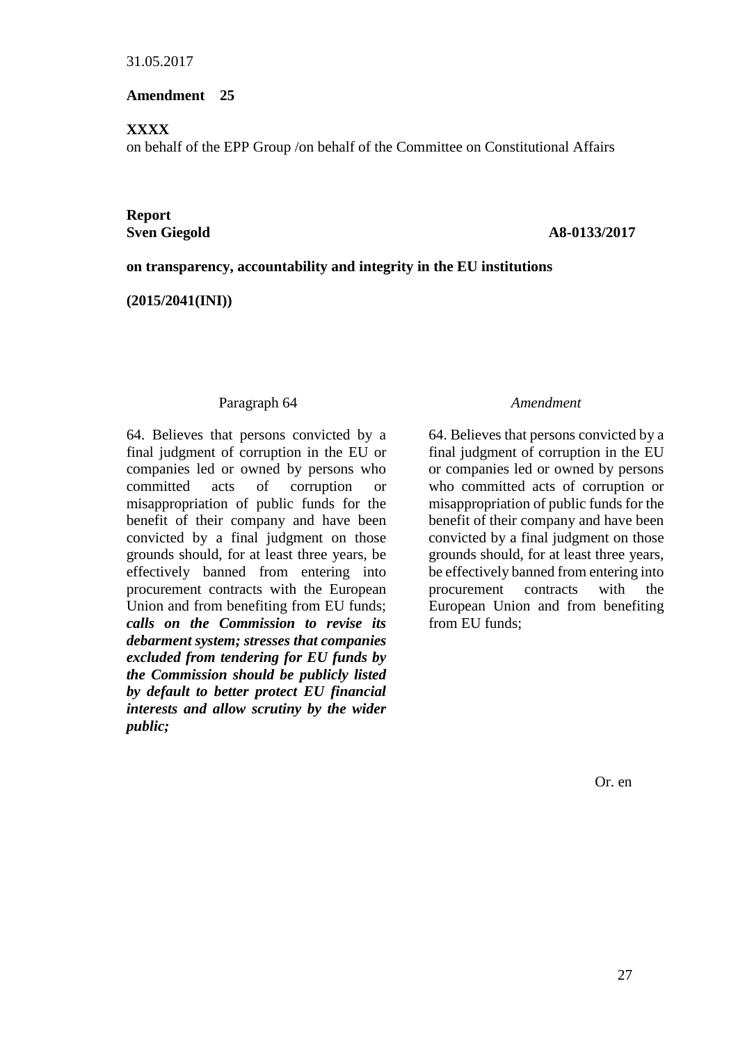31.05.2017

**Amendment 25**

**XXXX**
on behalf of the EPP Group /on behalf of the Committee on Constitutional Affairs

**Report**
**Sven Giegold** **A8-0133/2017**

**on transparency, accountability and integrity in the EU institutions**

**(2015/2041(INI))**

| Paragraph 64 | *Amendment* |
| --- | --- |
| 64. Believes that persons convicted by a final judgment of corruption in the EU or companies led or owned by persons who committed acts of corruption or misappropriation of public funds for the benefit of their company and have been convicted by a final judgment on those grounds should, for at least three years, be effectively banned from entering into procurement contracts with the European Union and from benefiting from EU funds; ***calls on the Commission to revise its debarment system; stresses that companies excluded from tendering for EU funds by the Commission should be publicly listed by default to better protect EU financial interests and allow scrutiny by the wider public;*** | 64. Believes that persons convicted by a final judgment of corruption in the EU or companies led or owned by persons who committed acts of corruption or misappropriation of public funds for the benefit of their company and have been convicted by a final judgment on those grounds should, for at least three years, be effectively banned from entering into procurement contracts with the European Union and from benefiting from EU funds; |

Or. en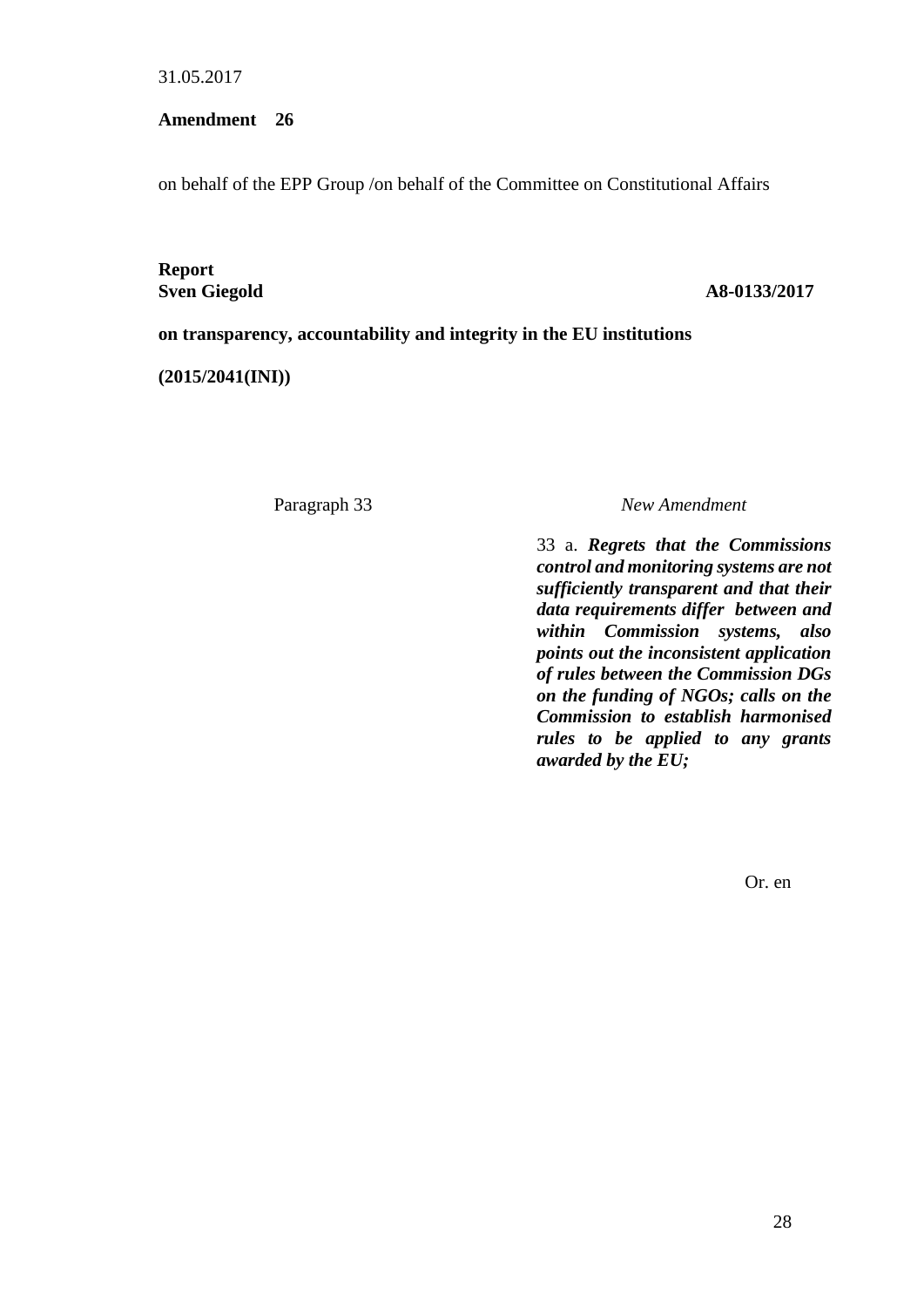31.05.2017

**Amendment 26**

on behalf of the EPP Group /on behalf of the Committee on Constitutional Affairs

**Report**
**Sven Giegold** **A8-0133/2017**

**on transparency, accountability and integrity in the EU institutions**

**(2015/2041(INI))**

| Paragraph 33 | *New Amendment* |
| --- | --- |
| | 33 a. ***Regrets that the Commissions control and monitoring systems are not sufficiently transparent and that their data requirements differ between and within Commission systems, also points out the inconsistent application of rules between the Commission DGs on the funding of NGOs; calls on the Commission to establish harmonised rules to be applied to any grants awarded by the EU;*** |

Or. en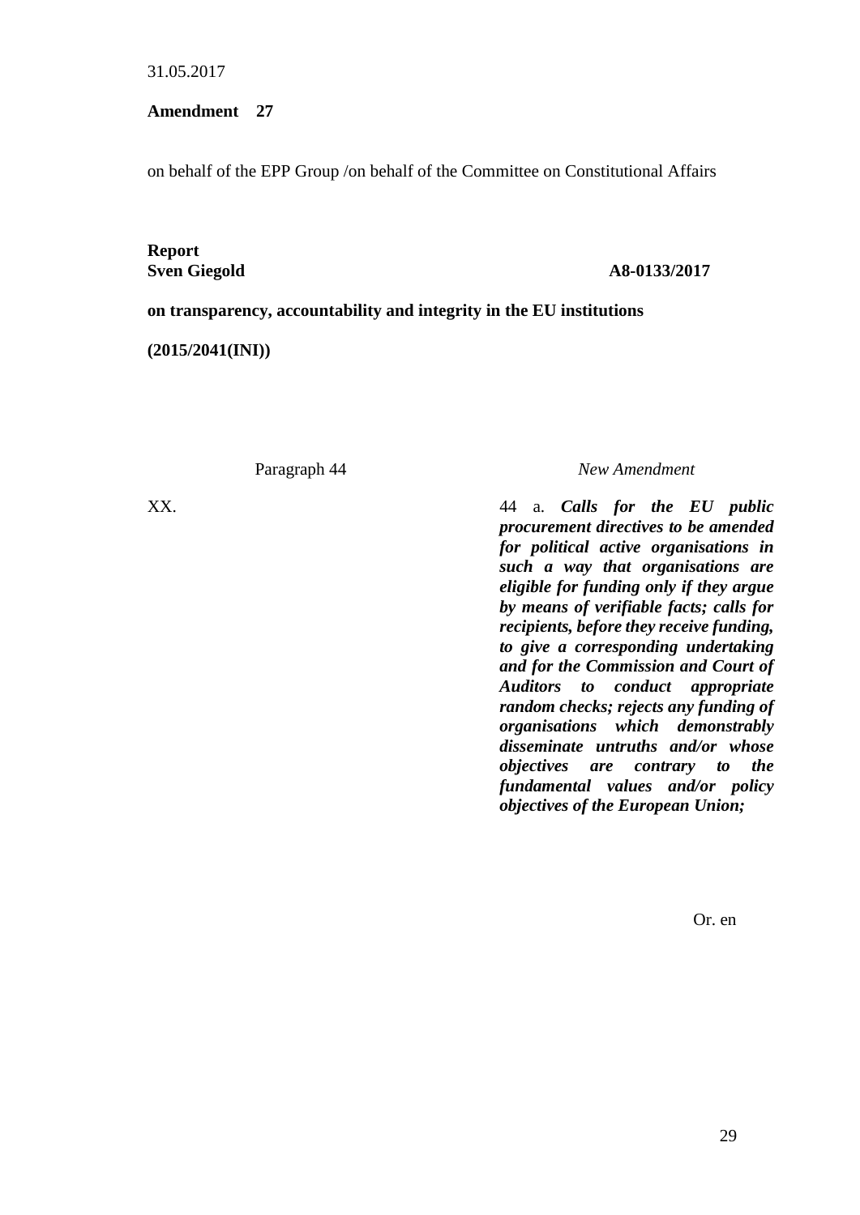31.05.2017

**Amendment 27**

on behalf of the EPP Group /on behalf of the Committee on Constitutional Affairs

**Report**
**Sven Giegold** **A8-0133/2017**

**on transparency, accountability and integrity in the EU institutions**

**(2015/2041(INI))**

| Paragraph 44 | *New Amendment* |
| --- | --- |
| XX. | 44 a. ***Calls for the EU public procurement directives to be amended for political active organisations in such a way that organisations are eligible for funding only if they argue by means of verifiable facts; calls for recipients, before they receive funding, to give a corresponding undertaking and for the Commission and Court of Auditors to conduct appropriate random checks; rejects any funding of organisations which demonstrably disseminate untruths and/or whose objectives are contrary to the fundamental values and/or policy objectives of the European Union;*** |

Or. en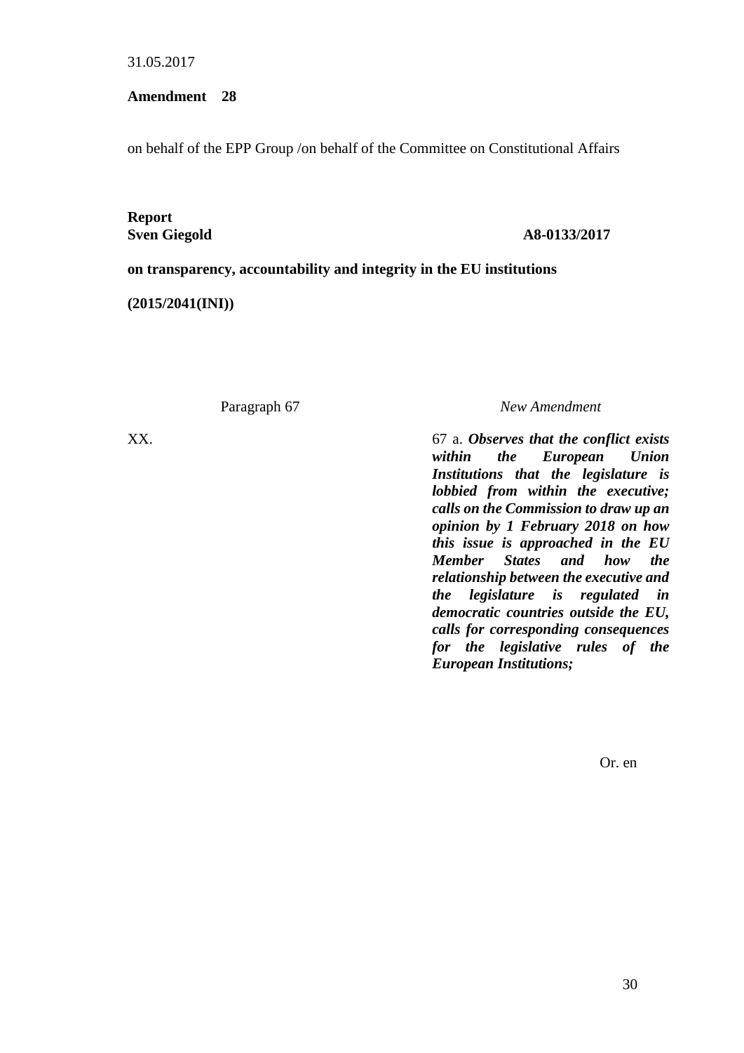31.05.2017

**Amendment 28**

on behalf of the EPP Group /on behalf of the Committee on Constitutional Affairs

**Report**
**Sven Giegold** **A8-0133/2017**

**on transparency, accountability and integrity in the EU institutions**

**(2015/2041(INI))**

| Paragraph 67 | *New Amendment* |
|---|---|
| XX. | 67 a. ***Observes that the conflict exists within the European Union Institutions that the legislature is lobbied from within the executive; calls on the Commission to draw up an opinion by 1 February 2018 on how this issue is approached in the EU Member States and how the relationship between the executive and the legislature is regulated in democratic countries outside the EU, calls for corresponding consequences for the legislative rules of the European Institutions;*** |

Or. en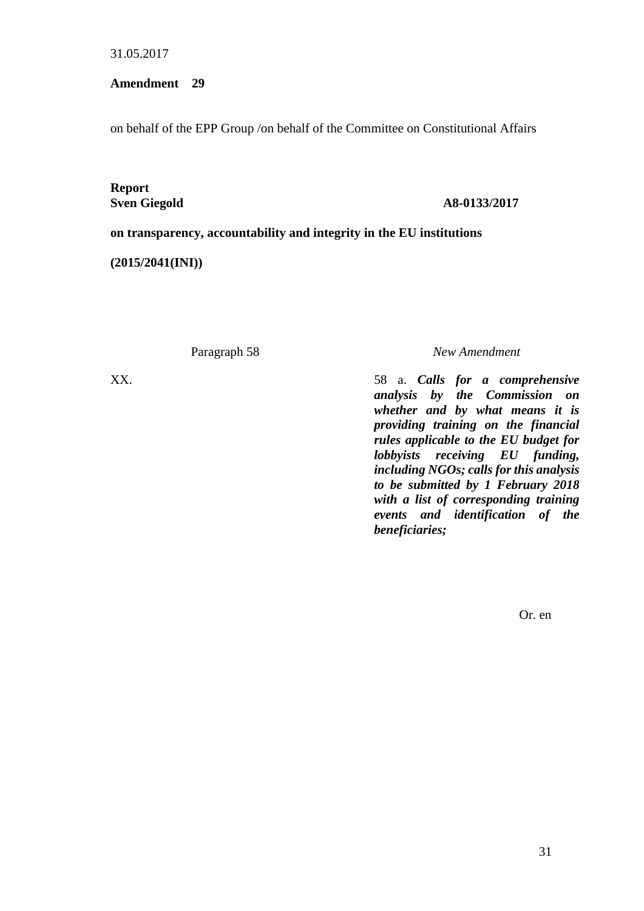31.05.2017

**Amendment 29**

on behalf of the EPP Group /on behalf of the Committee on Constitutional Affairs

**Report**
**Sven Giegold** **A8-0133/2017**

**on transparency, accountability and integrity in the EU institutions**

**(2015/2041(INI))**

| Paragraph 58 | *New Amendment* |
| --- | --- |
| XX. | 58 a. ***Calls for a comprehensive analysis by the Commission on whether and by what means it is providing training on the financial rules applicable to the EU budget for lobbyists receiving EU funding, including NGOs; calls for this analysis to be submitted by 1 February 2018 with a list of corresponding training events and identification of the beneficiaries;*** |

Or. en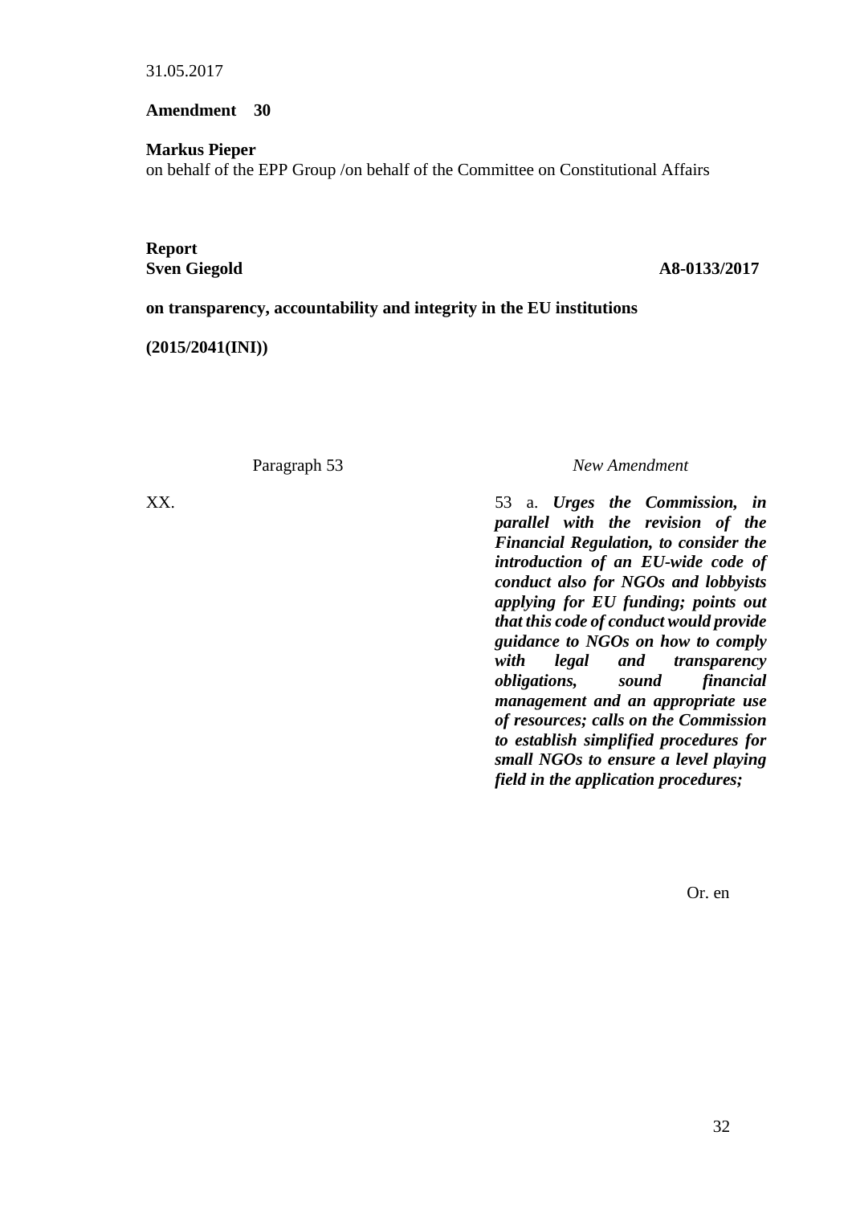31.05.2017

**Amendment 30**

**Markus Pieper**
on behalf of the EPP Group /on behalf of the Committee on Constitutional Affairs

**Report**
**Sven Giegold** **A8-0133/2017**

**on transparency, accountability and integrity in the EU institutions**

**(2015/2041(INI))**

| Paragraph 53 | *New Amendment* |
| --- | --- |
| XX. | 53 a. ***Urges the Commission, in parallel with the revision of the Financial Regulation, to consider the introduction of an EU-wide code of conduct also for NGOs and lobbyists applying for EU funding; points out that this code of conduct would provide guidance to NGOs on how to comply with legal and transparency obligations, sound financial management and an appropriate use of resources; calls on the Commission to establish simplified procedures for small NGOs to ensure a level playing field in the application procedures;*** |

Or. en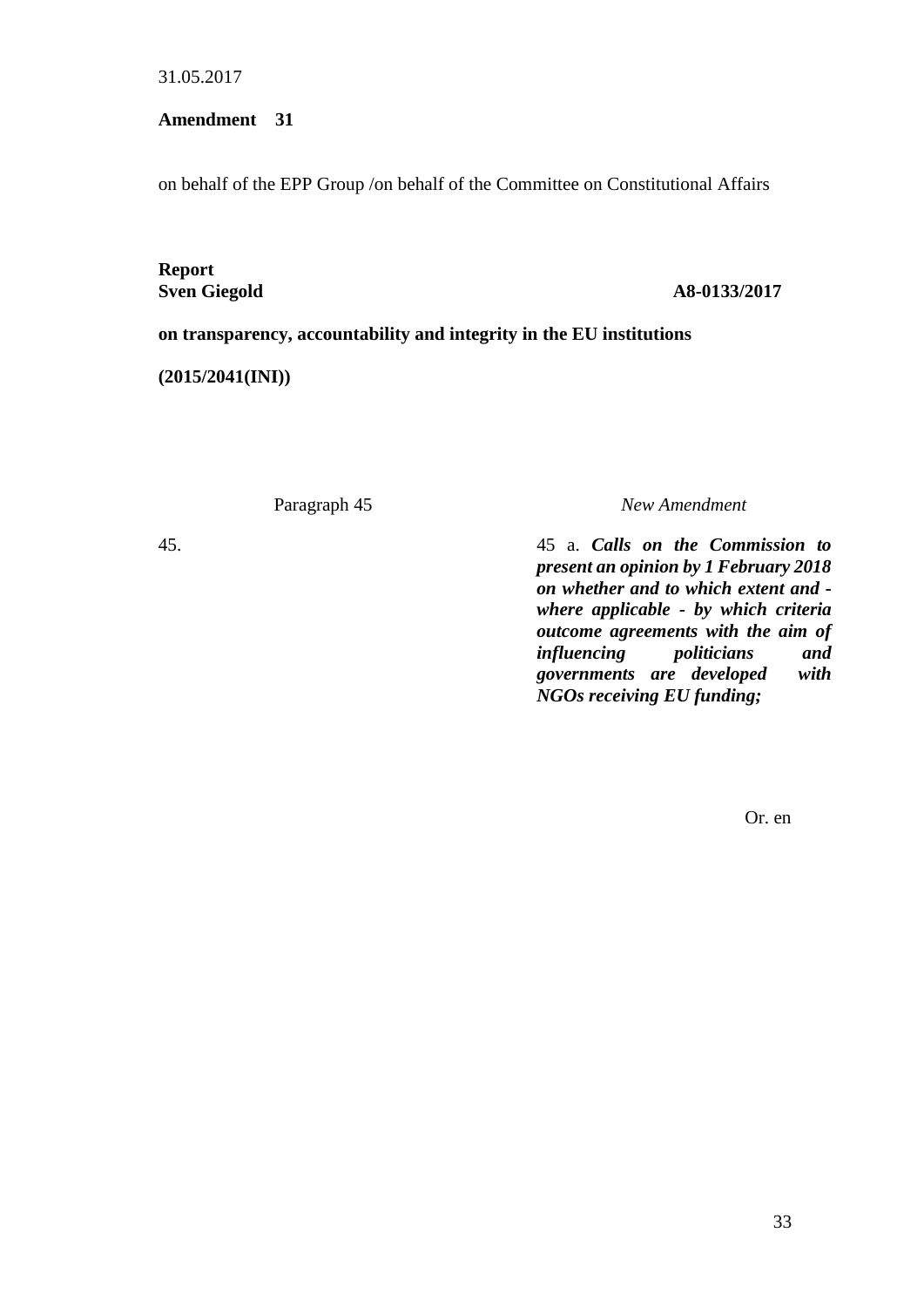31.05.2017

**Amendment 31**

on behalf of the EPP Group /on behalf of the Committee on Constitutional Affairs

**Report**
**Sven Giegold** **A8-0133/2017**

**on transparency, accountability and integrity in the EU institutions**

**(2015/2041(INI))**

| Paragraph 45 | *New Amendment* |
| --- | --- |
| 45. | 45 a. ***Calls on the Commission to present an opinion by 1 February 2018 on whether and to which extent and - where applicable - by which criteria outcome agreements with the aim of influencing politicians and governments are developed with NGOs receiving EU funding;*** |

Or. en